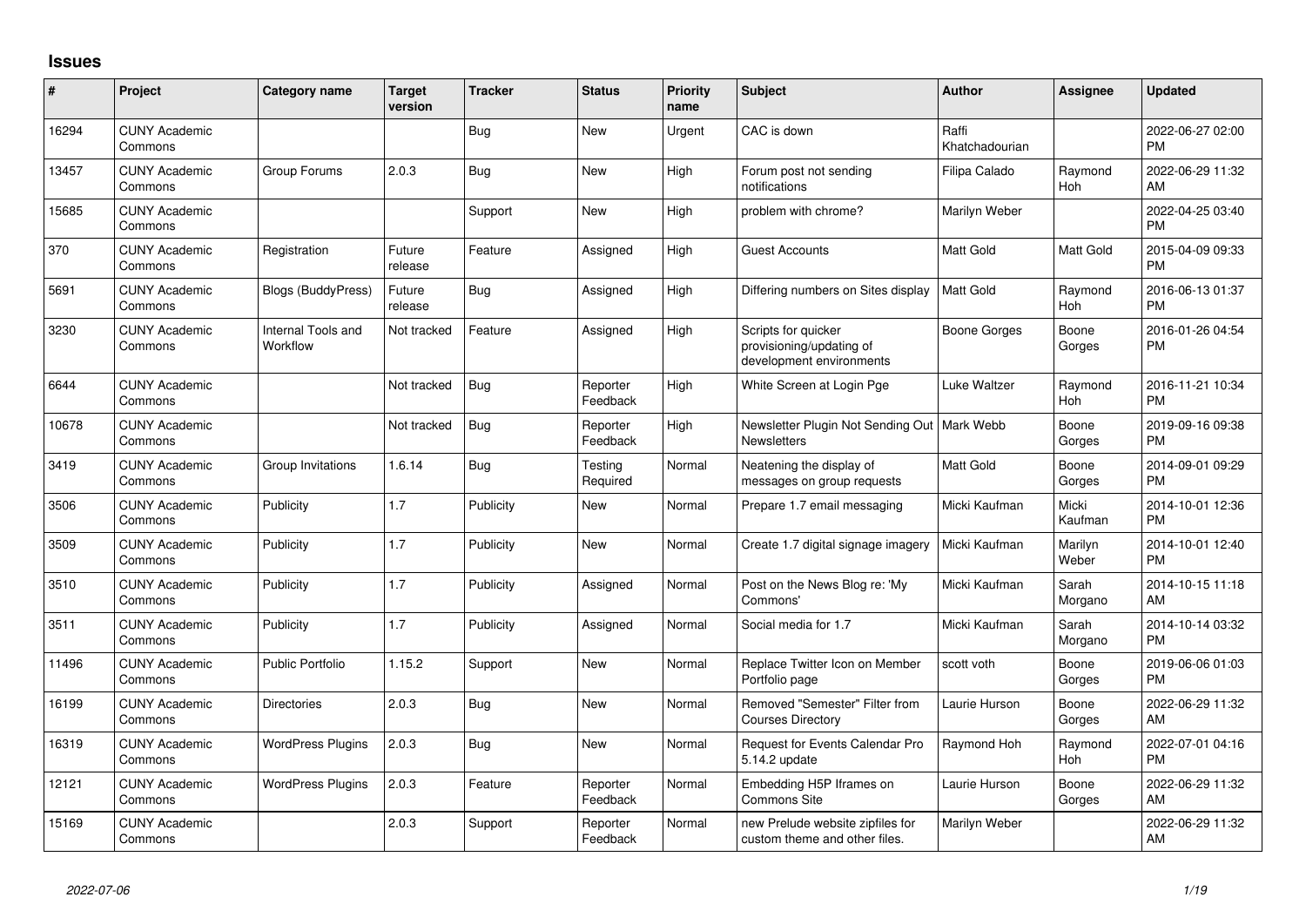## Issues

| # | Project | Category name | Target version | Tracker | Status | Priority name | Subject | Author | Assignee | Updated |
|---|---|---|---|---|---|---|---|---|---|---|
| 16294 | CUNY Academic Commons | | | Bug | New | Urgent | CAC is down | Raffi Khatchadourian | | 2022-06-27 02:00 PM |
| 13457 | CUNY Academic Commons | Group Forums | 2.0.3 | Bug | New | High | Forum post not sending notifications | Filipa Calado | Raymond Hoh | 2022-06-29 11:32 AM |
| 15685 | CUNY Academic Commons | | | Support | New | High | problem with chrome? | Marilyn Weber | | 2022-04-25 03:40 PM |
| 370 | CUNY Academic Commons | Registration | Future release | Feature | Assigned | High | Guest Accounts | Matt Gold | Matt Gold | 2015-04-09 09:33 PM |
| 5691 | CUNY Academic Commons | Blogs (BuddyPress) | Future release | Bug | Assigned | High | Differing numbers on Sites display | Matt Gold | Raymond Hoh | 2016-06-13 01:37 PM |
| 3230 | CUNY Academic Commons | Internal Tools and Workflow | Not tracked | Feature | Assigned | High | Scripts for quicker provisioning/updating of development environments | Boone Gorges | Boone Gorges | 2016-01-26 04:54 PM |
| 6644 | CUNY Academic Commons | | Not tracked | Bug | Reporter Feedback | High | White Screen at Login Pge | Luke Waltzer | Raymond Hoh | 2016-11-21 10:34 PM |
| 10678 | CUNY Academic Commons | | Not tracked | Bug | Reporter Feedback | High | Newsletter Plugin Not Sending Out Newsletters | Mark Webb | Boone Gorges | 2019-09-16 09:38 PM |
| 3419 | CUNY Academic Commons | Group Invitations | 1.6.14 | Bug | Testing Required | Normal | Neatening the display of messages on group requests | Matt Gold | Boone Gorges | 2014-09-01 09:29 PM |
| 3506 | CUNY Academic Commons | Publicity | 1.7 | Publicity | New | Normal | Prepare 1.7 email messaging | Micki Kaufman | Micki Kaufman | 2014-10-01 12:36 PM |
| 3509 | CUNY Academic Commons | Publicity | 1.7 | Publicity | New | Normal | Create 1.7 digital signage imagery | Micki Kaufman | Marilyn Weber | 2014-10-01 12:40 PM |
| 3510 | CUNY Academic Commons | Publicity | 1.7 | Publicity | Assigned | Normal | Post on the News Blog re: 'My Commons' | Micki Kaufman | Sarah Morgano | 2014-10-15 11:18 AM |
| 3511 | CUNY Academic Commons | Publicity | 1.7 | Publicity | Assigned | Normal | Social media for 1.7 | Micki Kaufman | Sarah Morgano | 2014-10-14 03:32 PM |
| 11496 | CUNY Academic Commons | Public Portfolio | 1.15.2 | Support | New | Normal | Replace Twitter Icon on Member Portfolio page | scott voth | Boone Gorges | 2019-06-06 01:03 PM |
| 16199 | CUNY Academic Commons | Directories | 2.0.3 | Bug | New | Normal | Removed "Semester" Filter from Courses Directory | Laurie Hurson | Boone Gorges | 2022-06-29 11:32 AM |
| 16319 | CUNY Academic Commons | WordPress Plugins | 2.0.3 | Bug | New | Normal | Request for Events Calendar Pro 5.14.2 update | Raymond Hoh | Raymond Hoh | 2022-07-01 04:16 PM |
| 12121 | CUNY Academic Commons | WordPress Plugins | 2.0.3 | Feature | Reporter Feedback | Normal | Embedding H5P Iframes on Commons Site | Laurie Hurson | Boone Gorges | 2022-06-29 11:32 AM |
| 15169 | CUNY Academic Commons | | 2.0.3 | Support | Reporter Feedback | Normal | new Prelude website zipfiles for custom theme and other files. | Marilyn Weber | | 2022-06-29 11:32 AM |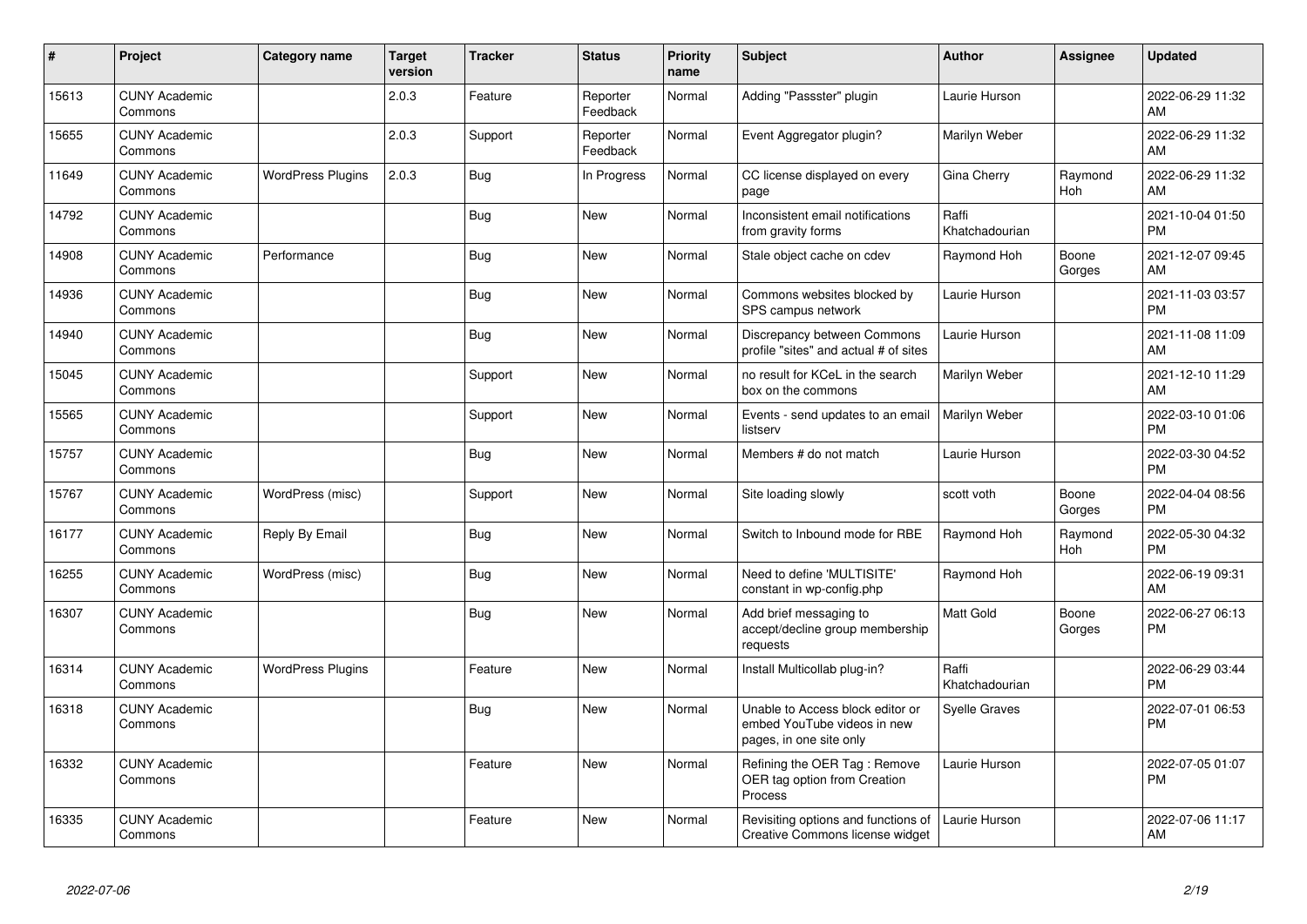| # | Project | Category name | Target version | Tracker | Status | Priority name | Subject | Author | Assignee | Updated |
|---|---|---|---|---|---|---|---|---|---|---|
| 15613 | CUNY Academic Commons | | 2.0.3 | Feature | Reporter Feedback | Normal | Adding "Passster" plugin | Laurie Hurson | | 2022-06-29 11:32 AM |
| 15655 | CUNY Academic Commons | | 2.0.3 | Support | Reporter Feedback | Normal | Event Aggregator plugin? | Marilyn Weber | | 2022-06-29 11:32 AM |
| 11649 | CUNY Academic Commons | WordPress Plugins | 2.0.3 | Bug | In Progress | Normal | CC license displayed on every page | Gina Cherry | Raymond Hoh | 2022-06-29 11:32 AM |
| 14792 | CUNY Academic Commons | | | Bug | New | Normal | Inconsistent email notifications from gravity forms | Raffi Khatchadourian | | 2021-10-04 01:50 PM |
| 14908 | CUNY Academic Commons | Performance | | Bug | New | Normal | Stale object cache on cdev | Raymond Hoh | Boone Gorges | 2021-12-07 09:45 AM |
| 14936 | CUNY Academic Commons | | | Bug | New | Normal | Commons websites blocked by SPS campus network | Laurie Hurson | | 2021-11-03 03:57 PM |
| 14940 | CUNY Academic Commons | | | Bug | New | Normal | Discrepancy between Commons profile "sites" and actual # of sites | Laurie Hurson | | 2021-11-08 11:09 AM |
| 15045 | CUNY Academic Commons | | | Support | New | Normal | no result for KCeL in the search box on the commons | Marilyn Weber | | 2021-12-10 11:29 AM |
| 15565 | CUNY Academic Commons | | | Support | New | Normal | Events - send updates to an email listserv | Marilyn Weber | | 2022-03-10 01:06 PM |
| 15757 | CUNY Academic Commons | | | Bug | New | Normal | Members # do not match | Laurie Hurson | | 2022-03-30 04:52 PM |
| 15767 | CUNY Academic Commons | WordPress (misc) | | Support | New | Normal | Site loading slowly | scott voth | Boone Gorges | 2022-04-04 08:56 PM |
| 16177 | CUNY Academic Commons | Reply By Email | | Bug | New | Normal | Switch to Inbound mode for RBE | Raymond Hoh | Raymond Hoh | 2022-05-30 04:32 PM |
| 16255 | CUNY Academic Commons | WordPress (misc) | | Bug | New | Normal | Need to define 'MULTISITE' constant in wp-config.php | Raymond Hoh | | 2022-06-19 09:31 AM |
| 16307 | CUNY Academic Commons | | | Bug | New | Normal | Add brief messaging to accept/decline group membership requests | Matt Gold | Boone Gorges | 2022-06-27 06:13 PM |
| 16314 | CUNY Academic Commons | WordPress Plugins | | Feature | New | Normal | Install Multicollab plug-in? | Raffi Khatchadourian | | 2022-06-29 03:44 PM |
| 16318 | CUNY Academic Commons | | | Bug | New | Normal | Unable to Access block editor or embed YouTube videos in new pages, in one site only | Syelle Graves | | 2022-07-01 06:53 PM |
| 16332 | CUNY Academic Commons | | | Feature | New | Normal | Refining the OER Tag : Remove OER tag option from Creation Process | Laurie Hurson | | 2022-07-05 01:07 PM |
| 16335 | CUNY Academic Commons | | | Feature | New | Normal | Revisiting options and functions of Creative Commons license widget | Laurie Hurson | | 2022-07-06 11:17 AM |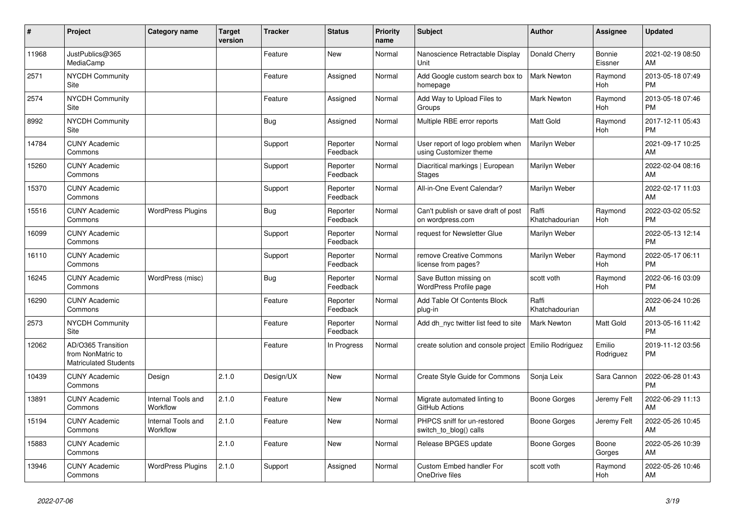| # | Project | Category name | Target version | Tracker | Status | Priority name | Subject | Author | Assignee | Updated |
|---|---|---|---|---|---|---|---|---|---|---|
| 11968 | JustPublics@365 MediaCamp | | | Feature | New | Normal | Nanoscience Retractable Display Unit | Donald Cherry | Bonnie Eissner | 2021-02-19 08:50 AM |
| 2571 | NYCDH Community Site | | | Feature | Assigned | Normal | Add Google custom search box to homepage | Mark Newton | Raymond Hoh | 2013-05-18 07:49 PM |
| 2574 | NYCDH Community Site | | | Feature | Assigned | Normal | Add Way to Upload Files to Groups | Mark Newton | Raymond Hoh | 2013-05-18 07:46 PM |
| 8992 | NYCDH Community Site | | | Bug | Assigned | Normal | Multiple RBE error reports | Matt Gold | Raymond Hoh | 2017-12-11 05:43 PM |
| 14784 | CUNY Academic Commons | | | Support | Reporter Feedback | Normal | User report of logo problem when using Customizer theme | Marilyn Weber | | 2021-09-17 10:25 AM |
| 15260 | CUNY Academic Commons | | | Support | Reporter Feedback | Normal | Diacritical markings \| European Stages | Marilyn Weber | | 2022-02-04 08:16 AM |
| 15370 | CUNY Academic Commons | | | Support | Reporter Feedback | Normal | All-in-One Event Calendar? | Marilyn Weber | | 2022-02-17 11:03 AM |
| 15516 | CUNY Academic Commons | WordPress Plugins | | Bug | Reporter Feedback | Normal | Can't publish or save draft of post on wordpress.com | Raffi Khatchadourian | Raymond Hoh | 2022-03-02 05:52 PM |
| 16099 | CUNY Academic Commons | | | Support | Reporter Feedback | Normal | request for Newsletter Glue | Marilyn Weber | | 2022-05-13 12:14 PM |
| 16110 | CUNY Academic Commons | | | Support | Reporter Feedback | Normal | remove Creative Commons license from pages? | Marilyn Weber | Raymond Hoh | 2022-05-17 06:11 PM |
| 16245 | CUNY Academic Commons | WordPress (misc) | | Bug | Reporter Feedback | Normal | Save Button missing on WordPress Profile page | scott voth | Raymond Hoh | 2022-06-16 03:09 PM |
| 16290 | CUNY Academic Commons | | | Feature | Reporter Feedback | Normal | Add Table Of Contents Block plug-in | Raffi Khatchadourian | | 2022-06-24 10:26 AM |
| 2573 | NYCDH Community Site | | | Feature | Reporter Feedback | Normal | Add dh_nyc twitter list feed to site | Mark Newton | Matt Gold | 2013-05-16 11:42 PM |
| 12062 | AD/O365 Transition from NonMatric to Matriculated Students | | | Feature | In Progress | Normal | create solution and console project | Emilio Rodriguez | Emilio Rodriguez | 2019-11-12 03:56 PM |
| 10439 | CUNY Academic Commons | Design | 2.1.0 | Design/UX | New | Normal | Create Style Guide for Commons | Sonja Leix | Sara Cannon | 2022-06-28 01:43 PM |
| 13891 | CUNY Academic Commons | Internal Tools and Workflow | 2.1.0 | Feature | New | Normal | Migrate automated linting to GitHub Actions | Boone Gorges | Jeremy Felt | 2022-06-29 11:13 AM |
| 15194 | CUNY Academic Commons | Internal Tools and Workflow | 2.1.0 | Feature | New | Normal | PHPCS sniff for un-restored switch_to_blog() calls | Boone Gorges | Jeremy Felt | 2022-05-26 10:45 AM |
| 15883 | CUNY Academic Commons | | 2.1.0 | Feature | New | Normal | Release BPGES update | Boone Gorges | Boone Gorges | 2022-05-26 10:39 AM |
| 13946 | CUNY Academic Commons | WordPress Plugins | 2.1.0 | Support | Assigned | Normal | Custom Embed handler For OneDrive files | scott voth | Raymond Hoh | 2022-05-26 10:46 AM |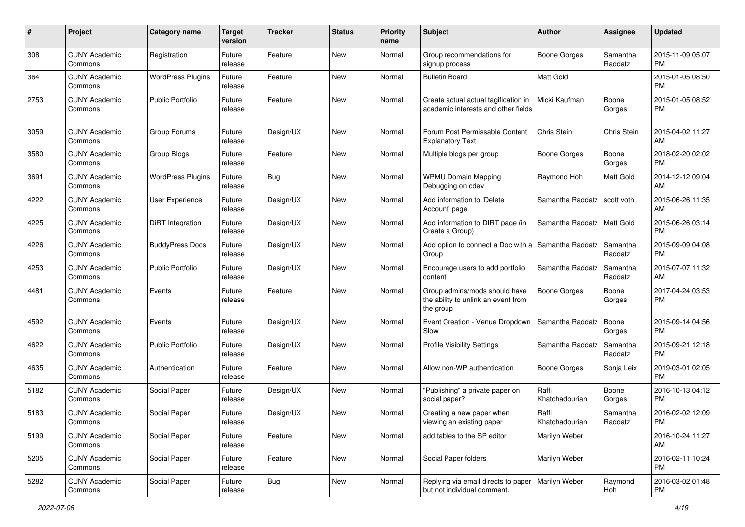| # | Project | Category name | Target version | Tracker | Status | Priority name | Subject | Author | Assignee | Updated |
|---|---|---|---|---|---|---|---|---|---|---|
| 308 | CUNY Academic Commons | Registration | Future release | Feature | New | Normal | Group recommendations for signup process | Boone Gorges | Samantha Raddatz | 2015-11-09 05:07 PM |
| 364 | CUNY Academic Commons | WordPress Plugins | Future release | Feature | New | Normal | Bulletin Board | Matt Gold | | 2015-01-05 08:50 PM |
| 2753 | CUNY Academic Commons | Public Portfolio | Future release | Feature | New | Normal | Create actual actual tagification in academic interests and other fields | Micki Kaufman | Boone Gorges | 2015-01-05 08:52 PM |
| 3059 | CUNY Academic Commons | Group Forums | Future release | Design/UX | New | Normal | Forum Post Permissable Content Explanatory Text | Chris Stein | Chris Stein | 2015-04-02 11:27 AM |
| 3580 | CUNY Academic Commons | Group Blogs | Future release | Feature | New | Normal | Multiple blogs per group | Boone Gorges | Boone Gorges | 2018-02-20 02:02 PM |
| 3691 | CUNY Academic Commons | WordPress Plugins | Future release | Bug | New | Normal | WPMU Domain Mapping Debugging on cdev | Raymond Hoh | Matt Gold | 2014-12-12 09:04 AM |
| 4222 | CUNY Academic Commons | User Experience | Future release | Design/UX | New | Normal | Add information to 'Delete Account' page | Samantha Raddatz | scott voth | 2015-06-26 11:35 AM |
| 4225 | CUNY Academic Commons | DiRT Integration | Future release | Design/UX | New | Normal | Add information to DIRT page (in Create a Group) | Samantha Raddatz | Matt Gold | 2015-06-26 03:14 PM |
| 4226 | CUNY Academic Commons | BuddyPress Docs | Future release | Design/UX | New | Normal | Add option to connect a Doc with a Group | Samantha Raddatz | Samantha Raddatz | 2015-09-09 04:08 PM |
| 4253 | CUNY Academic Commons | Public Portfolio | Future release | Design/UX | New | Normal | Encourage users to add portfolio content | Samantha Raddatz | Samantha Raddatz | 2015-07-07 11:32 AM |
| 4481 | CUNY Academic Commons | Events | Future release | Feature | New | Normal | Group admins/mods should have the ability to unlink an event from the group | Boone Gorges | Boone Gorges | 2017-04-24 03:53 PM |
| 4592 | CUNY Academic Commons | Events | Future release | Design/UX | New | Normal | Event Creation - Venue Dropdown Slow | Samantha Raddatz | Boone Gorges | 2015-09-14 04:56 PM |
| 4622 | CUNY Academic Commons | Public Portfolio | Future release | Design/UX | New | Normal | Profile Visibility Settings | Samantha Raddatz | Samantha Raddatz | 2015-09-21 12:18 PM |
| 4635 | CUNY Academic Commons | Authentication | Future release | Feature | New | Normal | Allow non-WP authentication | Boone Gorges | Sonja Leix | 2019-03-01 02:05 PM |
| 5182 | CUNY Academic Commons | Social Paper | Future release | Design/UX | New | Normal | "Publishing" a private paper on social paper? | Raffi Khatchadourian | Boone Gorges | 2016-10-13 04:12 PM |
| 5183 | CUNY Academic Commons | Social Paper | Future release | Design/UX | New | Normal | Creating a new paper when viewing an existing paper | Raffi Khatchadourian | Samantha Raddatz | 2016-02-02 12:09 PM |
| 5199 | CUNY Academic Commons | Social Paper | Future release | Feature | New | Normal | add tables to the SP editor | Marilyn Weber | | 2016-10-24 11:27 AM |
| 5205 | CUNY Academic Commons | Social Paper | Future release | Feature | New | Normal | Social Paper folders | Marilyn Weber | | 2016-02-11 10:24 PM |
| 5282 | CUNY Academic Commons | Social Paper | Future release | Bug | New | Normal | Replying via email directs to paper but not individual comment. | Marilyn Weber | Raymond Hoh | 2016-03-02 01:48 PM |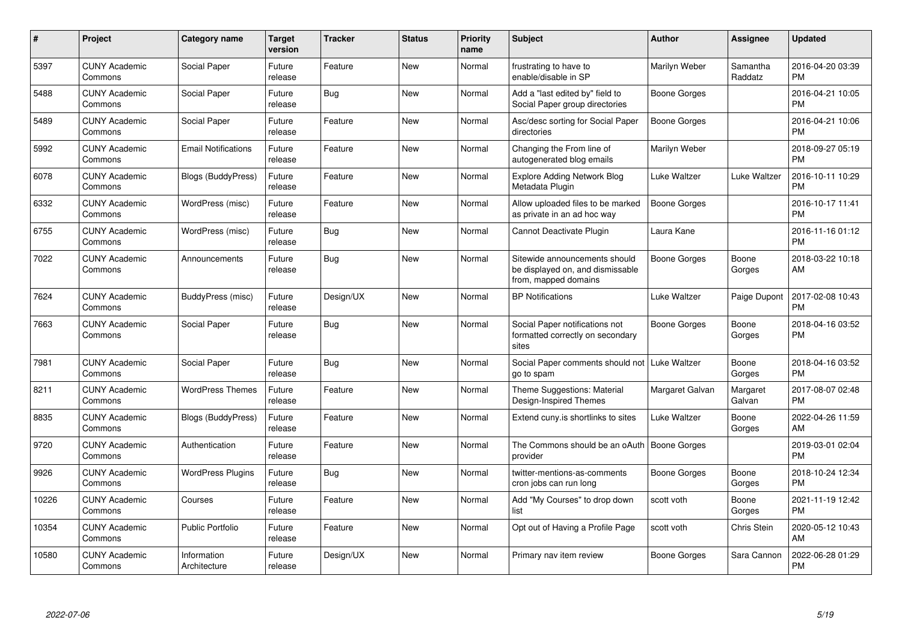| # | Project | Category name | Target version | Tracker | Status | Priority name | Subject | Author | Assignee | Updated |
|---|---|---|---|---|---|---|---|---|---|---|
| 5397 | CUNY Academic Commons | Social Paper | Future release | Feature | New | Normal | frustrating to have to enable/disable in SP | Marilyn Weber | Samantha Raddatz | 2016-04-20 03:39 PM |
| 5488 | CUNY Academic Commons | Social Paper | Future release | Bug | New | Normal | Add a "last edited by" field to Social Paper group directories | Boone Gorges | | 2016-04-21 10:05 PM |
| 5489 | CUNY Academic Commons | Social Paper | Future release | Feature | New | Normal | Asc/desc sorting for Social Paper directories | Boone Gorges | | 2016-04-21 10:06 PM |
| 5992 | CUNY Academic Commons | Email Notifications | Future release | Feature | New | Normal | Changing the From line of autogenerated blog emails | Marilyn Weber | | 2018-09-27 05:19 PM |
| 6078 | CUNY Academic Commons | Blogs (BuddyPress) | Future release | Feature | New | Normal | Explore Adding Network Blog Metadata Plugin | Luke Waltzer | Luke Waltzer | 2016-10-11 10:29 PM |
| 6332 | CUNY Academic Commons | WordPress (misc) | Future release | Feature | New | Normal | Allow uploaded files to be marked as private in an ad hoc way | Boone Gorges | | 2016-10-17 11:41 PM |
| 6755 | CUNY Academic Commons | WordPress (misc) | Future release | Bug | New | Normal | Cannot Deactivate Plugin | Laura Kane | | 2016-11-16 01:12 PM |
| 7022 | CUNY Academic Commons | Announcements | Future release | Bug | New | Normal | Sitewide announcements should be displayed on, and dismissable from, mapped domains | Boone Gorges | Boone Gorges | 2018-03-22 10:18 AM |
| 7624 | CUNY Academic Commons | BuddyPress (misc) | Future release | Design/UX | New | Normal | BP Notifications | Luke Waltzer | Paige Dupont | 2017-02-08 10:43 PM |
| 7663 | CUNY Academic Commons | Social Paper | Future release | Bug | New | Normal | Social Paper notifications not formatted correctly on secondary sites | Boone Gorges | Boone Gorges | 2018-04-16 03:52 PM |
| 7981 | CUNY Academic Commons | Social Paper | Future release | Bug | New | Normal | Social Paper comments should not go to spam | Luke Waltzer | Boone Gorges | 2018-04-16 03:52 PM |
| 8211 | CUNY Academic Commons | WordPress Themes | Future release | Feature | New | Normal | Theme Suggestions: Material Design-Inspired Themes | Margaret Galvan | Margaret Galvan | 2017-08-07 02:48 PM |
| 8835 | CUNY Academic Commons | Blogs (BuddyPress) | Future release | Feature | New | Normal | Extend cuny.is shortlinks to sites | Luke Waltzer | Boone Gorges | 2022-04-26 11:59 AM |
| 9720 | CUNY Academic Commons | Authentication | Future release | Feature | New | Normal | The Commons should be an oAuth provider | Boone Gorges | | 2019-03-01 02:04 PM |
| 9926 | CUNY Academic Commons | WordPress Plugins | Future release | Bug | New | Normal | twitter-mentions-as-comments cron jobs can run long | Boone Gorges | Boone Gorges | 2018-10-24 12:34 PM |
| 10226 | CUNY Academic Commons | Courses | Future release | Feature | New | Normal | Add "My Courses" to drop down list | scott voth | Boone Gorges | 2021-11-19 12:42 PM |
| 10354 | CUNY Academic Commons | Public Portfolio | Future release | Feature | New | Normal | Opt out of Having a Profile Page | scott voth | Chris Stein | 2020-05-12 10:43 AM |
| 10580 | CUNY Academic Commons | Information Architecture | Future release | Design/UX | New | Normal | Primary nav item review | Boone Gorges | Sara Cannon | 2022-06-28 01:29 PM |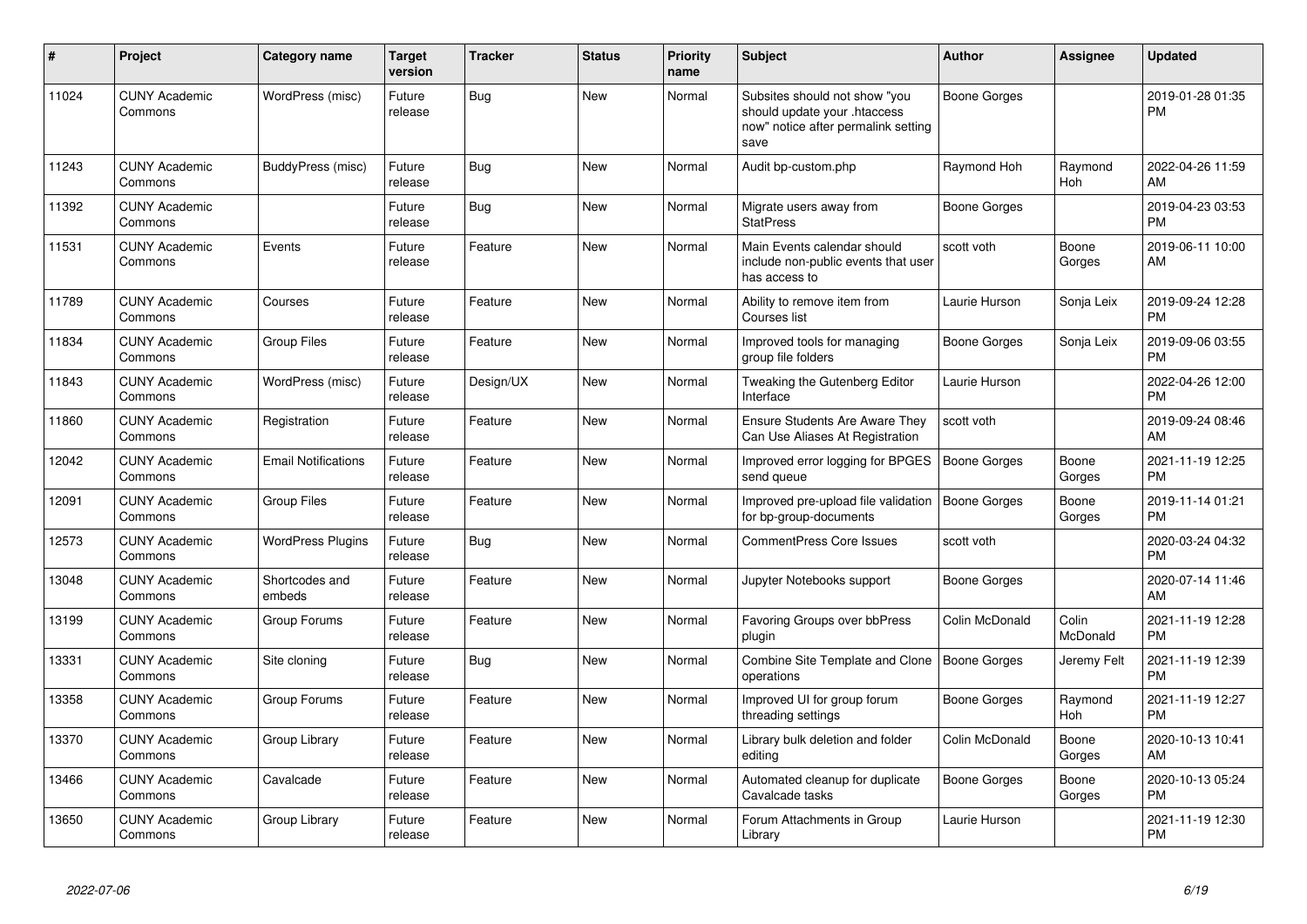| # | Project | Category name | Target version | Tracker | Status | Priority name | Subject | Author | Assignee | Updated |
|---|---|---|---|---|---|---|---|---|---|---|
| 11024 | CUNY Academic Commons | WordPress (misc) | Future release | Bug | New | Normal | Subsites should not show "you should update your .htaccess now" notice after permalink setting save | Boone Gorges | | 2019-01-28 01:35 PM |
| 11243 | CUNY Academic Commons | BuddyPress (misc) | Future release | Bug | New | Normal | Audit bp-custom.php | Raymond Hoh | Raymond Hoh | 2022-04-26 11:59 AM |
| 11392 | CUNY Academic Commons | | Future release | Bug | New | Normal | Migrate users away from StatPress | Boone Gorges | | 2019-04-23 03:53 PM |
| 11531 | CUNY Academic Commons | Events | Future release | Feature | New | Normal | Main Events calendar should include non-public events that user has access to | scott voth | Boone Gorges | 2019-06-11 10:00 AM |
| 11789 | CUNY Academic Commons | Courses | Future release | Feature | New | Normal | Ability to remove item from Courses list | Laurie Hurson | Sonja Leix | 2019-09-24 12:28 PM |
| 11834 | CUNY Academic Commons | Group Files | Future release | Feature | New | Normal | Improved tools for managing group file folders | Boone Gorges | Sonja Leix | 2019-09-06 03:55 PM |
| 11843 | CUNY Academic Commons | WordPress (misc) | Future release | Design/UX | New | Normal | Tweaking the Gutenberg Editor Interface | Laurie Hurson | | 2022-04-26 12:00 PM |
| 11860 | CUNY Academic Commons | Registration | Future release | Feature | New | Normal | Ensure Students Are Aware They Can Use Aliases At Registration | scott voth | | 2019-09-24 08:46 AM |
| 12042 | CUNY Academic Commons | Email Notifications | Future release | Feature | New | Normal | Improved error logging for BPGES send queue | Boone Gorges | Boone Gorges | 2021-11-19 12:25 PM |
| 12091 | CUNY Academic Commons | Group Files | Future release | Feature | New | Normal | Improved pre-upload file validation for bp-group-documents | Boone Gorges | Boone Gorges | 2019-11-14 01:21 PM |
| 12573 | CUNY Academic Commons | WordPress Plugins | Future release | Bug | New | Normal | CommentPress Core Issues | scott voth | | 2020-03-24 04:32 PM |
| 13048 | CUNY Academic Commons | Shortcodes and embeds | Future release | Feature | New | Normal | Jupyter Notebooks support | Boone Gorges | | 2020-07-14 11:46 AM |
| 13199 | CUNY Academic Commons | Group Forums | Future release | Feature | New | Normal | Favoring Groups over bbPress plugin | Colin McDonald | Colin McDonald | 2021-11-19 12:28 PM |
| 13331 | CUNY Academic Commons | Site cloning | Future release | Bug | New | Normal | Combine Site Template and Clone operations | Boone Gorges | Jeremy Felt | 2021-11-19 12:39 PM |
| 13358 | CUNY Academic Commons | Group Forums | Future release | Feature | New | Normal | Improved UI for group forum threading settings | Boone Gorges | Raymond Hoh | 2021-11-19 12:27 PM |
| 13370 | CUNY Academic Commons | Group Library | Future release | Feature | New | Normal | Library bulk deletion and folder editing | Colin McDonald | Boone Gorges | 2020-10-13 10:41 AM |
| 13466 | CUNY Academic Commons | Cavalcade | Future release | Feature | New | Normal | Automated cleanup for duplicate Cavalcade tasks | Boone Gorges | Boone Gorges | 2020-10-13 05:24 PM |
| 13650 | CUNY Academic Commons | Group Library | Future release | Feature | New | Normal | Forum Attachments in Group Library | Laurie Hurson | | 2021-11-19 12:30 PM |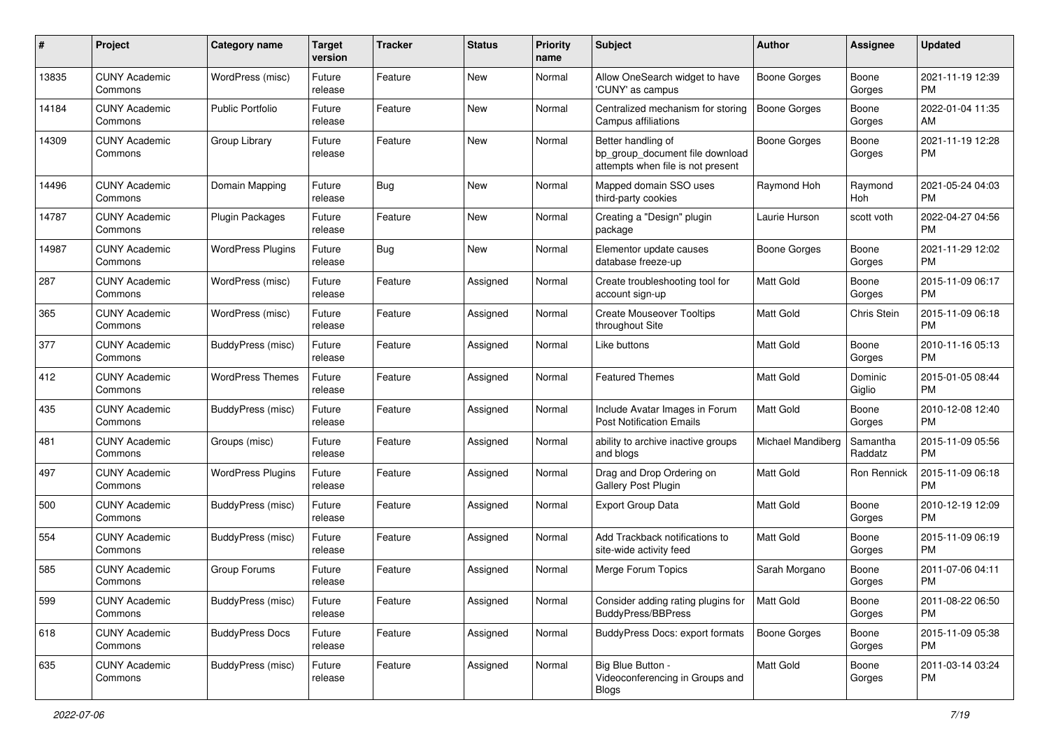| # | Project | Category name | Target version | Tracker | Status | Priority name | Subject | Author | Assignee | Updated |
|---|---|---|---|---|---|---|---|---|---|---|
| 13835 | CUNY Academic Commons | WordPress (misc) | Future release | Feature | New | Normal | Allow OneSearch widget to have 'CUNY' as campus | Boone Gorges | Boone Gorges | 2021-11-19 12:39 PM |
| 14184 | CUNY Academic Commons | Public Portfolio | Future release | Feature | New | Normal | Centralized mechanism for storing Campus affiliations | Boone Gorges | Boone Gorges | 2022-01-04 11:35 AM |
| 14309 | CUNY Academic Commons | Group Library | Future release | Feature | New | Normal | Better handling of bp_group_document file download attempts when file is not present | Boone Gorges | Boone Gorges | 2021-11-19 12:28 PM |
| 14496 | CUNY Academic Commons | Domain Mapping | Future release | Bug | New | Normal | Mapped domain SSO uses third-party cookies | Raymond Hoh | Raymond Hoh | 2021-05-24 04:03 PM |
| 14787 | CUNY Academic Commons | Plugin Packages | Future release | Feature | New | Normal | Creating a "Design" plugin package | Laurie Hurson | scott voth | 2022-04-27 04:56 PM |
| 14987 | CUNY Academic Commons | WordPress Plugins | Future release | Bug | New | Normal | Elementor update causes database freeze-up | Boone Gorges | Boone Gorges | 2021-11-29 12:02 PM |
| 287 | CUNY Academic Commons | WordPress (misc) | Future release | Feature | Assigned | Normal | Create troubleshooting tool for account sign-up | Matt Gold | Boone Gorges | 2015-11-09 06:17 PM |
| 365 | CUNY Academic Commons | WordPress (misc) | Future release | Feature | Assigned | Normal | Create Mouseover Tooltips throughout Site | Matt Gold | Chris Stein | 2015-11-09 06:18 PM |
| 377 | CUNY Academic Commons | BuddyPress (misc) | Future release | Feature | Assigned | Normal | Like buttons | Matt Gold | Boone Gorges | 2010-11-16 05:13 PM |
| 412 | CUNY Academic Commons | WordPress Themes | Future release | Feature | Assigned | Normal | Featured Themes | Matt Gold | Dominic Giglio | 2015-01-05 08:44 PM |
| 435 | CUNY Academic Commons | BuddyPress (misc) | Future release | Feature | Assigned | Normal | Include Avatar Images in Forum Post Notification Emails | Matt Gold | Boone Gorges | 2010-12-08 12:40 PM |
| 481 | CUNY Academic Commons | Groups (misc) | Future release | Feature | Assigned | Normal | ability to archive inactive groups and blogs | Michael Mandiberg | Samantha Raddatz | 2015-11-09 05:56 PM |
| 497 | CUNY Academic Commons | WordPress Plugins | Future release | Feature | Assigned | Normal | Drag and Drop Ordering on Gallery Post Plugin | Matt Gold | Ron Rennick | 2015-11-09 06:18 PM |
| 500 | CUNY Academic Commons | BuddyPress (misc) | Future release | Feature | Assigned | Normal | Export Group Data | Matt Gold | Boone Gorges | 2010-12-19 12:09 PM |
| 554 | CUNY Academic Commons | BuddyPress (misc) | Future release | Feature | Assigned | Normal | Add Trackback notifications to site-wide activity feed | Matt Gold | Boone Gorges | 2015-11-09 06:19 PM |
| 585 | CUNY Academic Commons | Group Forums | Future release | Feature | Assigned | Normal | Merge Forum Topics | Sarah Morgano | Boone Gorges | 2011-07-06 04:11 PM |
| 599 | CUNY Academic Commons | BuddyPress (misc) | Future release | Feature | Assigned | Normal | Consider adding rating plugins for BuddyPress/BBPress | Matt Gold | Boone Gorges | 2011-08-22 06:50 PM |
| 618 | CUNY Academic Commons | BuddyPress Docs | Future release | Feature | Assigned | Normal | BuddyPress Docs: export formats | Boone Gorges | Boone Gorges | 2015-11-09 05:38 PM |
| 635 | CUNY Academic Commons | BuddyPress (misc) | Future release | Feature | Assigned | Normal | Big Blue Button - Videoconferencing in Groups and Blogs | Matt Gold | Boone Gorges | 2011-03-14 03:24 PM |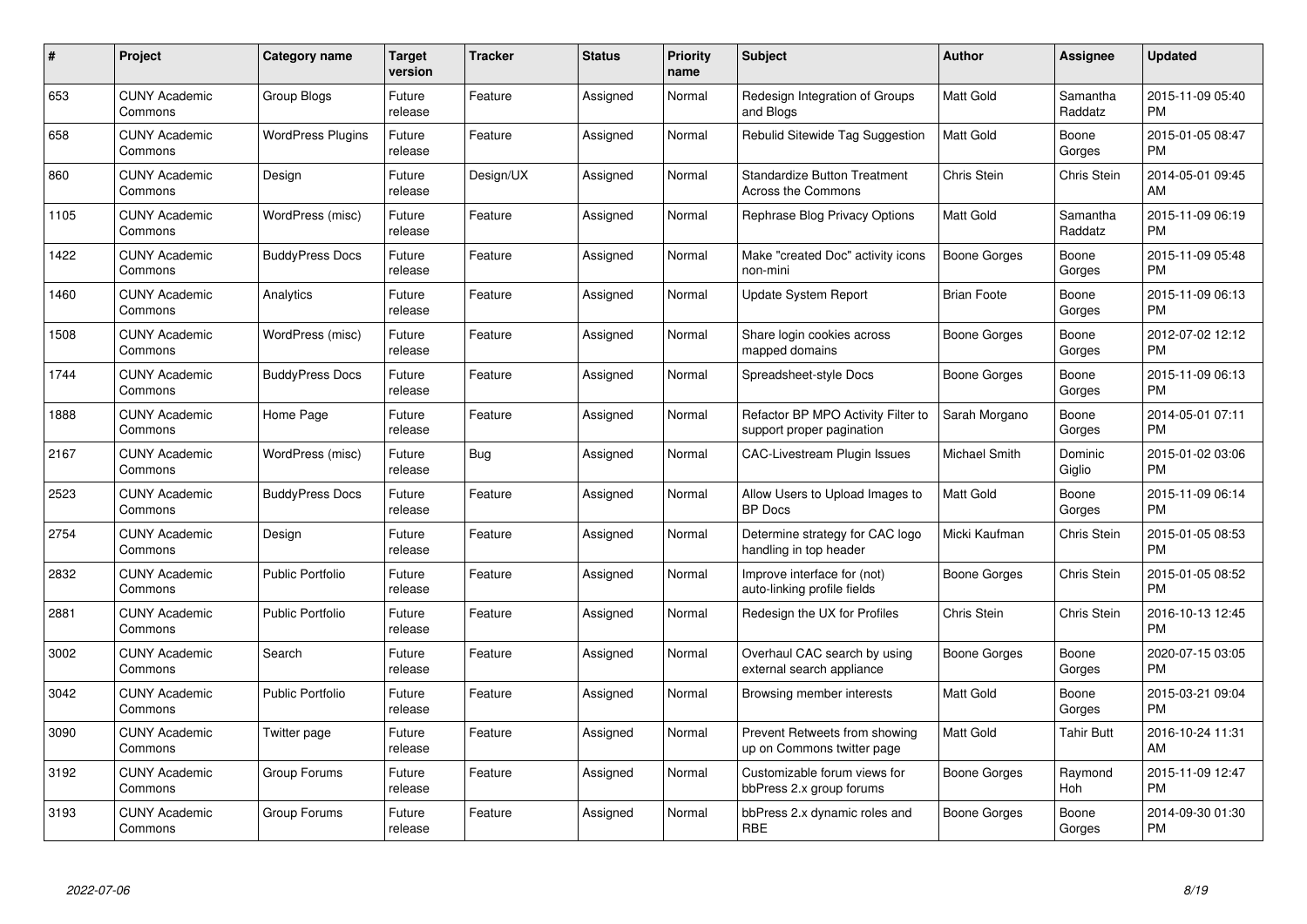| # | Project | Category name | Target version | Tracker | Status | Priority name | Subject | Author | Assignee | Updated |
|---|---|---|---|---|---|---|---|---|---|---|
| 653 | CUNY Academic Commons | Group Blogs | Future release | Feature | Assigned | Normal | Redesign Integration of Groups and Blogs | Matt Gold | Samantha Raddatz | 2015-11-09 05:40 PM |
| 658 | CUNY Academic Commons | WordPress Plugins | Future release | Feature | Assigned | Normal | Rebulid Sitewide Tag Suggestion | Matt Gold | Boone Gorges | 2015-01-05 08:47 PM |
| 860 | CUNY Academic Commons | Design | Future release | Design/UX | Assigned | Normal | Standardize Button Treatment Across the Commons | Chris Stein | Chris Stein | 2014-05-01 09:45 AM |
| 1105 | CUNY Academic Commons | WordPress (misc) | Future release | Feature | Assigned | Normal | Rephrase Blog Privacy Options | Matt Gold | Samantha Raddatz | 2015-11-09 06:19 PM |
| 1422 | CUNY Academic Commons | BuddyPress Docs | Future release | Feature | Assigned | Normal | Make "created Doc" activity icons non-mini | Boone Gorges | Boone Gorges | 2015-11-09 05:48 PM |
| 1460 | CUNY Academic Commons | Analytics | Future release | Feature | Assigned | Normal | Update System Report | Brian Foote | Boone Gorges | 2015-11-09 06:13 PM |
| 1508 | CUNY Academic Commons | WordPress (misc) | Future release | Feature | Assigned | Normal | Share login cookies across mapped domains | Boone Gorges | Boone Gorges | 2012-07-02 12:12 PM |
| 1744 | CUNY Academic Commons | BuddyPress Docs | Future release | Feature | Assigned | Normal | Spreadsheet-style Docs | Boone Gorges | Boone Gorges | 2015-11-09 06:13 PM |
| 1888 | CUNY Academic Commons | Home Page | Future release | Feature | Assigned | Normal | Refactor BP MPO Activity Filter to support proper pagination | Sarah Morgano | Boone Gorges | 2014-05-01 07:11 PM |
| 2167 | CUNY Academic Commons | WordPress (misc) | Future release | Bug | Assigned | Normal | CAC-Livestream Plugin Issues | Michael Smith | Dominic Giglio | 2015-01-02 03:06 PM |
| 2523 | CUNY Academic Commons | BuddyPress Docs | Future release | Feature | Assigned | Normal | Allow Users to Upload Images to BP Docs | Matt Gold | Boone Gorges | 2015-11-09 06:14 PM |
| 2754 | CUNY Academic Commons | Design | Future release | Feature | Assigned | Normal | Determine strategy for CAC logo handling in top header | Micki Kaufman | Chris Stein | 2015-01-05 08:53 PM |
| 2832 | CUNY Academic Commons | Public Portfolio | Future release | Feature | Assigned | Normal | Improve interface for (not) auto-linking profile fields | Boone Gorges | Chris Stein | 2015-01-05 08:52 PM |
| 2881 | CUNY Academic Commons | Public Portfolio | Future release | Feature | Assigned | Normal | Redesign the UX for Profiles | Chris Stein | Chris Stein | 2016-10-13 12:45 PM |
| 3002 | CUNY Academic Commons | Search | Future release | Feature | Assigned | Normal | Overhaul CAC search by using external search appliance | Boone Gorges | Boone Gorges | 2020-07-15 03:05 PM |
| 3042 | CUNY Academic Commons | Public Portfolio | Future release | Feature | Assigned | Normal | Browsing member interests | Matt Gold | Boone Gorges | 2015-03-21 09:04 PM |
| 3090 | CUNY Academic Commons | Twitter page | Future release | Feature | Assigned | Normal | Prevent Retweets from showing up on Commons twitter page | Matt Gold | Tahir Butt | 2016-10-24 11:31 AM |
| 3192 | CUNY Academic Commons | Group Forums | Future release | Feature | Assigned | Normal | Customizable forum views for bbPress 2.x group forums | Boone Gorges | Raymond Hoh | 2015-11-09 12:47 PM |
| 3193 | CUNY Academic Commons | Group Forums | Future release | Feature | Assigned | Normal | bbPress 2.x dynamic roles and RBE | Boone Gorges | Boone Gorges | 2014-09-30 01:30 PM |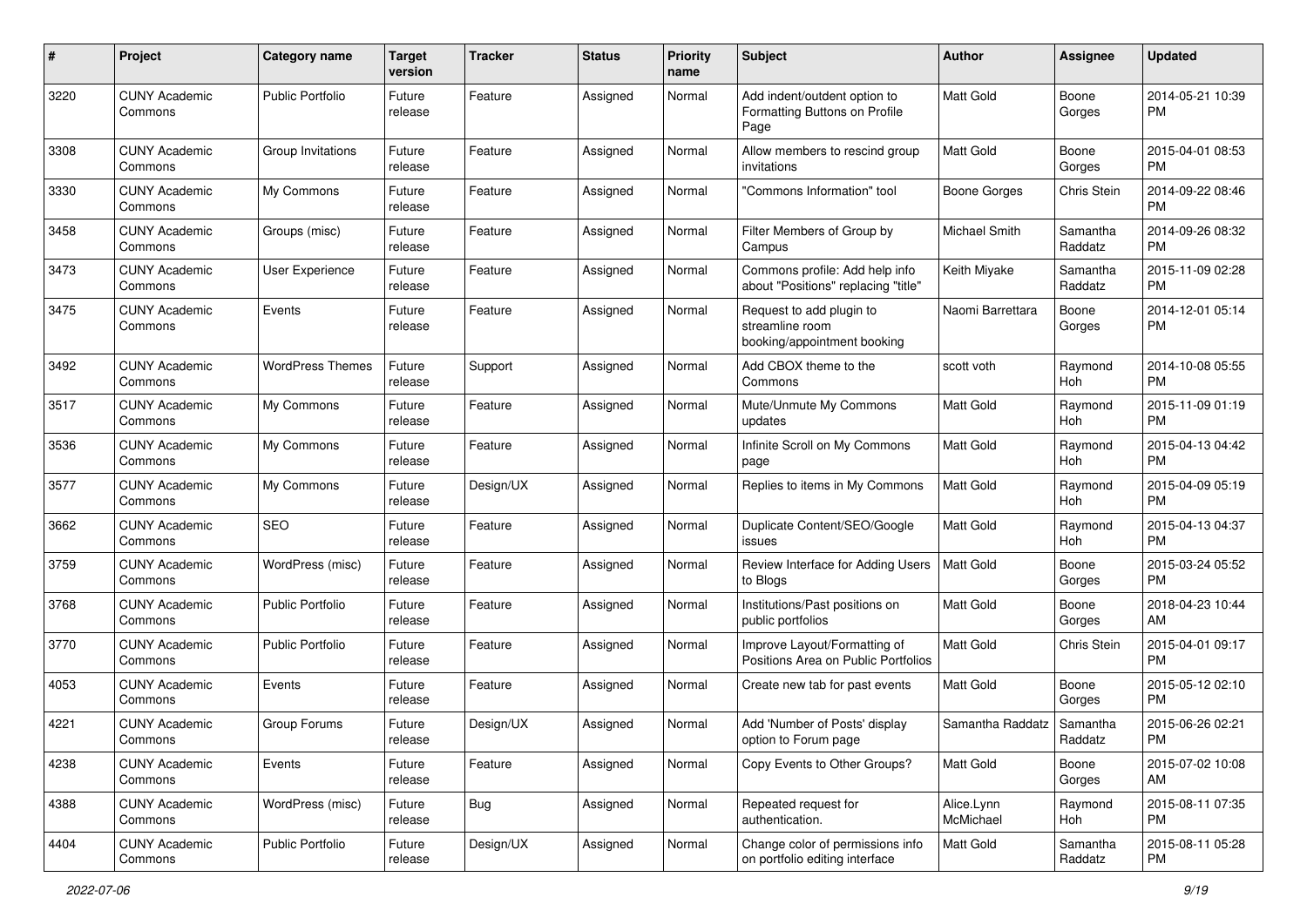| # | Project | Category name | Target version | Tracker | Status | Priority name | Subject | Author | Assignee | Updated |
|---|---|---|---|---|---|---|---|---|---|---|
| 3220 | CUNY Academic Commons | Public Portfolio | Future release | Feature | Assigned | Normal | Add indent/outdent option to Formatting Buttons on Profile Page | Matt Gold | Boone Gorges | 2014-05-21 10:39 PM |
| 3308 | CUNY Academic Commons | Group Invitations | Future release | Feature | Assigned | Normal | Allow members to rescind group invitations | Matt Gold | Boone Gorges | 2015-04-01 08:53 PM |
| 3330 | CUNY Academic Commons | My Commons | Future release | Feature | Assigned | Normal | "Commons Information" tool | Boone Gorges | Chris Stein | 2014-09-22 08:46 PM |
| 3458 | CUNY Academic Commons | Groups (misc) | Future release | Feature | Assigned | Normal | Filter Members of Group by Campus | Michael Smith | Samantha Raddatz | 2014-09-26 08:32 PM |
| 3473 | CUNY Academic Commons | User Experience | Future release | Feature | Assigned | Normal | Commons profile: Add help info about "Positions" replacing "title" | Keith Miyake | Samantha Raddatz | 2015-11-09 02:28 PM |
| 3475 | CUNY Academic Commons | Events | Future release | Feature | Assigned | Normal | Request to add plugin to streamline room booking/appointment booking | Naomi Barrettara | Boone Gorges | 2014-12-01 05:14 PM |
| 3492 | CUNY Academic Commons | WordPress Themes | Future release | Support | Assigned | Normal | Add CBOX theme to the Commons | scott voth | Raymond Hoh | 2014-10-08 05:55 PM |
| 3517 | CUNY Academic Commons | My Commons | Future release | Feature | Assigned | Normal | Mute/Unmute My Commons updates | Matt Gold | Raymond Hoh | 2015-11-09 01:19 PM |
| 3536 | CUNY Academic Commons | My Commons | Future release | Feature | Assigned | Normal | Infinite Scroll on My Commons page | Matt Gold | Raymond Hoh | 2015-04-13 04:42 PM |
| 3577 | CUNY Academic Commons | My Commons | Future release | Design/UX | Assigned | Normal | Replies to items in My Commons | Matt Gold | Raymond Hoh | 2015-04-09 05:19 PM |
| 3662 | CUNY Academic Commons | SEO | Future release | Feature | Assigned | Normal | Duplicate Content/SEO/Google issues | Matt Gold | Raymond Hoh | 2015-04-13 04:37 PM |
| 3759 | CUNY Academic Commons | WordPress (misc) | Future release | Feature | Assigned | Normal | Review Interface for Adding Users to Blogs | Matt Gold | Boone Gorges | 2015-03-24 05:52 PM |
| 3768 | CUNY Academic Commons | Public Portfolio | Future release | Feature | Assigned | Normal | Institutions/Past positions on public portfolios | Matt Gold | Boone Gorges | 2018-04-23 10:44 AM |
| 3770 | CUNY Academic Commons | Public Portfolio | Future release | Feature | Assigned | Normal | Improve Layout/Formatting of Positions Area on Public Portfolios | Matt Gold | Chris Stein | 2015-04-01 09:17 PM |
| 4053 | CUNY Academic Commons | Events | Future release | Feature | Assigned | Normal | Create new tab for past events | Matt Gold | Boone Gorges | 2015-05-12 02:10 PM |
| 4221 | CUNY Academic Commons | Group Forums | Future release | Design/UX | Assigned | Normal | Add 'Number of Posts' display option to Forum page | Samantha Raddatz | Samantha Raddatz | 2015-06-26 02:21 PM |
| 4238 | CUNY Academic Commons | Events | Future release | Feature | Assigned | Normal | Copy Events to Other Groups? | Matt Gold | Boone Gorges | 2015-07-02 10:08 AM |
| 4388 | CUNY Academic Commons | WordPress (misc) | Future release | Bug | Assigned | Normal | Repeated request for authentication. | Alice.Lynn McMichael | Raymond Hoh | 2015-08-11 07:35 PM |
| 4404 | CUNY Academic Commons | Public Portfolio | Future release | Design/UX | Assigned | Normal | Change color of permissions info on portfolio editing interface | Matt Gold | Samantha Raddatz | 2015-08-11 05:28 PM |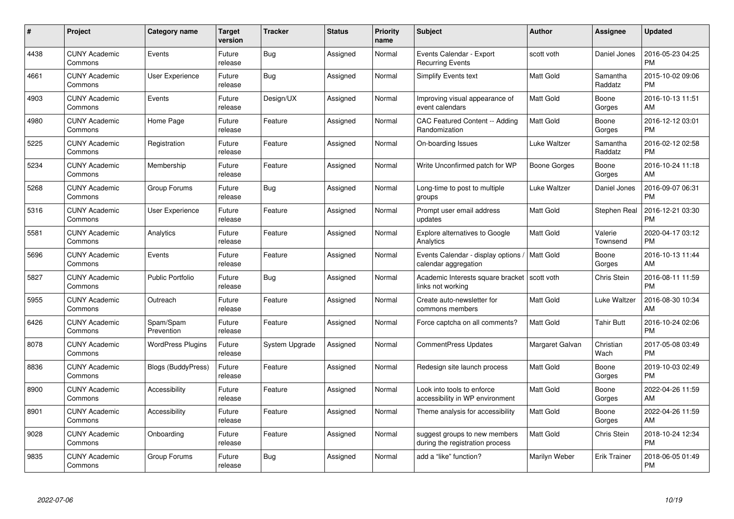| # | Project | Category name | Target version | Tracker | Status | Priority name | Subject | Author | Assignee | Updated |
|---|---|---|---|---|---|---|---|---|---|---|
| 4438 | CUNY Academic Commons | Events | Future release | Bug | Assigned | Normal | Events Calendar - Export Recurring Events | scott voth | Daniel Jones | 2016-05-23 04:25 PM |
| 4661 | CUNY Academic Commons | User Experience | Future release | Bug | Assigned | Normal | Simplify Events text | Matt Gold | Samantha Raddatz | 2015-10-02 09:06 PM |
| 4903 | CUNY Academic Commons | Events | Future release | Design/UX | Assigned | Normal | Improving visual appearance of event calendars | Matt Gold | Boone Gorges | 2016-10-13 11:51 AM |
| 4980 | CUNY Academic Commons | Home Page | Future release | Feature | Assigned | Normal | CAC Featured Content -- Adding Randomization | Matt Gold | Boone Gorges | 2016-12-12 03:01 PM |
| 5225 | CUNY Academic Commons | Registration | Future release | Feature | Assigned | Normal | On-boarding Issues | Luke Waltzer | Samantha Raddatz | 2016-02-12 02:58 PM |
| 5234 | CUNY Academic Commons | Membership | Future release | Feature | Assigned | Normal | Write Unconfirmed patch for WP | Boone Gorges | Boone Gorges | 2016-10-24 11:18 AM |
| 5268 | CUNY Academic Commons | Group Forums | Future release | Bug | Assigned | Normal | Long-time to post to multiple groups | Luke Waltzer | Daniel Jones | 2016-09-07 06:31 PM |
| 5316 | CUNY Academic Commons | User Experience | Future release | Feature | Assigned | Normal | Prompt user email address updates | Matt Gold | Stephen Real | 2016-12-21 03:30 PM |
| 5581 | CUNY Academic Commons | Analytics | Future release | Feature | Assigned | Normal | Explore alternatives to Google Analytics | Matt Gold | Valerie Townsend | 2020-04-17 03:12 PM |
| 5696 | CUNY Academic Commons | Events | Future release | Feature | Assigned | Normal | Events Calendar - display options / calendar aggregation | Matt Gold | Boone Gorges | 2016-10-13 11:44 AM |
| 5827 | CUNY Academic Commons | Public Portfolio | Future release | Bug | Assigned | Normal | Academic Interests square bracket links not working | scott voth | Chris Stein | 2016-08-11 11:59 PM |
| 5955 | CUNY Academic Commons | Outreach | Future release | Feature | Assigned | Normal | Create auto-newsletter for commons members | Matt Gold | Luke Waltzer | 2016-08-30 10:34 AM |
| 6426 | CUNY Academic Commons | Spam/Spam Prevention | Future release | Feature | Assigned | Normal | Force captcha on all comments? | Matt Gold | Tahir Butt | 2016-10-24 02:06 PM |
| 8078 | CUNY Academic Commons | WordPress Plugins | Future release | System Upgrade | Assigned | Normal | CommentPress Updates | Margaret Galvan | Christian Wach | 2017-05-08 03:49 PM |
| 8836 | CUNY Academic Commons | Blogs (BuddyPress) | Future release | Feature | Assigned | Normal | Redesign site launch process | Matt Gold | Boone Gorges | 2019-10-03 02:49 PM |
| 8900 | CUNY Academic Commons | Accessibility | Future release | Feature | Assigned | Normal | Look into tools to enforce accessibility in WP environment | Matt Gold | Boone Gorges | 2022-04-26 11:59 AM |
| 8901 | CUNY Academic Commons | Accessibility | Future release | Feature | Assigned | Normal | Theme analysis for accessibility | Matt Gold | Boone Gorges | 2022-04-26 11:59 AM |
| 9028 | CUNY Academic Commons | Onboarding | Future release | Feature | Assigned | Normal | suggest groups to new members during the registration process | Matt Gold | Chris Stein | 2018-10-24 12:34 PM |
| 9835 | CUNY Academic Commons | Group Forums | Future release | Bug | Assigned | Normal | add a "like" function? | Marilyn Weber | Erik Trainer | 2018-06-05 01:49 PM |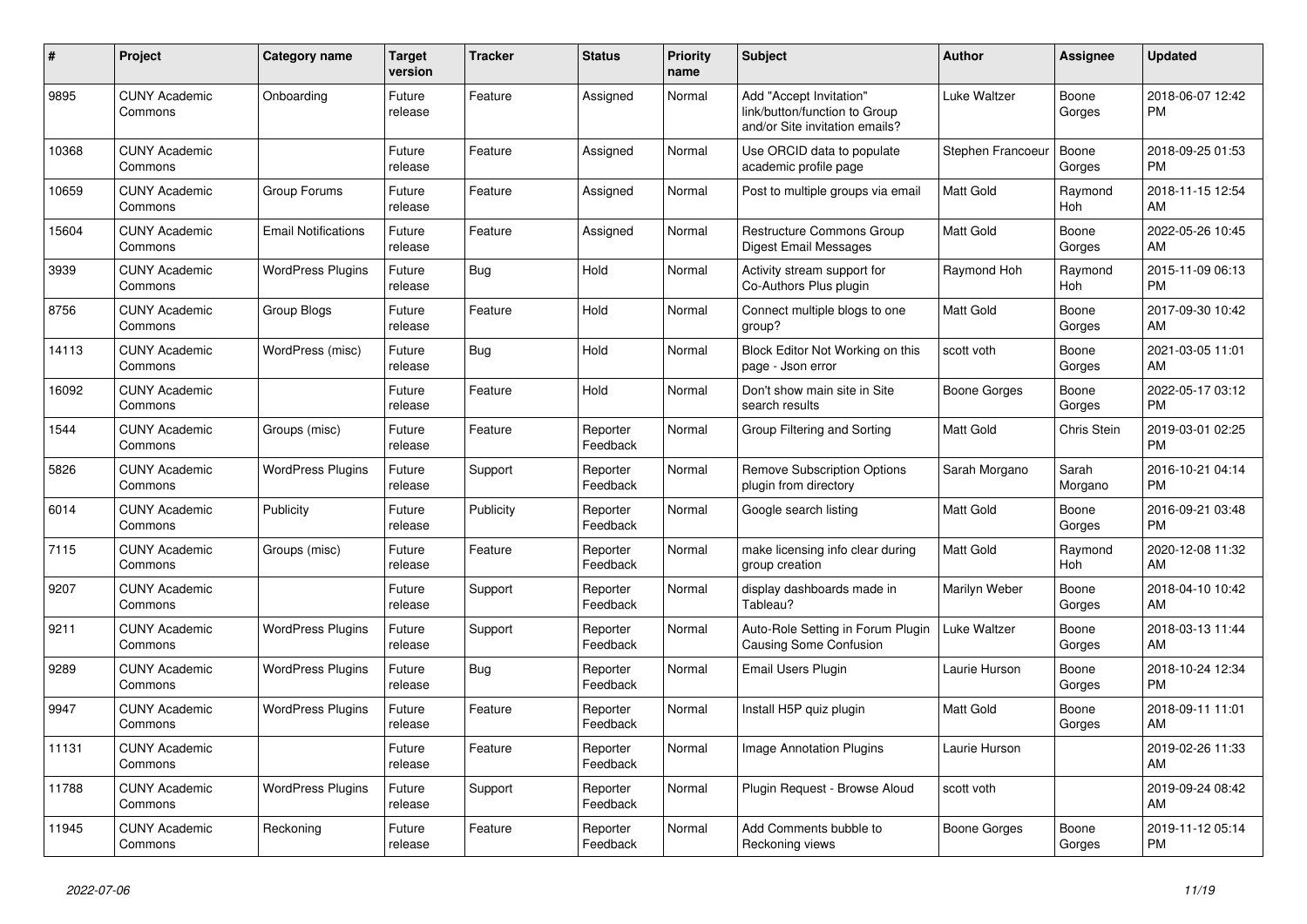| # | Project | Category name | Target version | Tracker | Status | Priority name | Subject | Author | Assignee | Updated |
|---|---|---|---|---|---|---|---|---|---|---|
| 9895 | CUNY Academic Commons | Onboarding | Future release | Feature | Assigned | Normal | Add "Accept Invitation" link/button/function to Group and/or Site invitation emails? | Luke Waltzer | Boone Gorges | 2018-06-07 12:42 PM |
| 10368 | CUNY Academic Commons | | Future release | Feature | Assigned | Normal | Use ORCID data to populate academic profile page | Stephen Francoeur | Boone Gorges | 2018-09-25 01:53 PM |
| 10659 | CUNY Academic Commons | Group Forums | Future release | Feature | Assigned | Normal | Post to multiple groups via email | Matt Gold | Raymond Hoh | 2018-11-15 12:54 AM |
| 15604 | CUNY Academic Commons | Email Notifications | Future release | Feature | Assigned | Normal | Restructure Commons Group Digest Email Messages | Matt Gold | Boone Gorges | 2022-05-26 10:45 AM |
| 3939 | CUNY Academic Commons | WordPress Plugins | Future release | Bug | Hold | Normal | Activity stream support for Co-Authors Plus plugin | Raymond Hoh | Raymond Hoh | 2015-11-09 06:13 PM |
| 8756 | CUNY Academic Commons | Group Blogs | Future release | Feature | Hold | Normal | Connect multiple blogs to one group? | Matt Gold | Boone Gorges | 2017-09-30 10:42 AM |
| 14113 | CUNY Academic Commons | WordPress (misc) | Future release | Bug | Hold | Normal | Block Editor Not Working on this page - Json error | scott voth | Boone Gorges | 2021-03-05 11:01 AM |
| 16092 | CUNY Academic Commons | | Future release | Feature | Hold | Normal | Don't show main site in Site search results | Boone Gorges | Boone Gorges | 2022-05-17 03:12 PM |
| 1544 | CUNY Academic Commons | Groups (misc) | Future release | Feature | Reporter Feedback | Normal | Group Filtering and Sorting | Matt Gold | Chris Stein | 2019-03-01 02:25 PM |
| 5826 | CUNY Academic Commons | WordPress Plugins | Future release | Support | Reporter Feedback | Normal | Remove Subscription Options plugin from directory | Sarah Morgano | Sarah Morgano | 2016-10-21 04:14 PM |
| 6014 | CUNY Academic Commons | Publicity | Future release | Publicity | Reporter Feedback | Normal | Google search listing | Matt Gold | Boone Gorges | 2016-09-21 03:48 PM |
| 7115 | CUNY Academic Commons | Groups (misc) | Future release | Feature | Reporter Feedback | Normal | make licensing info clear during group creation | Matt Gold | Raymond Hoh | 2020-12-08 11:32 AM |
| 9207 | CUNY Academic Commons | | Future release | Support | Reporter Feedback | Normal | display dashboards made in Tableau? | Marilyn Weber | Boone Gorges | 2018-04-10 10:42 AM |
| 9211 | CUNY Academic Commons | WordPress Plugins | Future release | Support | Reporter Feedback | Normal | Auto-Role Setting in Forum Plugin Causing Some Confusion | Luke Waltzer | Boone Gorges | 2018-03-13 11:44 AM |
| 9289 | CUNY Academic Commons | WordPress Plugins | Future release | Bug | Reporter Feedback | Normal | Email Users Plugin | Laurie Hurson | Boone Gorges | 2018-10-24 12:34 PM |
| 9947 | CUNY Academic Commons | WordPress Plugins | Future release | Feature | Reporter Feedback | Normal | Install H5P quiz plugin | Matt Gold | Boone Gorges | 2018-09-11 11:01 AM |
| 11131 | CUNY Academic Commons | | Future release | Feature | Reporter Feedback | Normal | Image Annotation Plugins | Laurie Hurson | | 2019-02-26 11:33 AM |
| 11788 | CUNY Academic Commons | WordPress Plugins | Future release | Support | Reporter Feedback | Normal | Plugin Request - Browse Aloud | scott voth | | 2019-09-24 08:42 AM |
| 11945 | CUNY Academic Commons | Reckoning | Future release | Feature | Reporter Feedback | Normal | Add Comments bubble to Reckoning views | Boone Gorges | Boone Gorges | 2019-11-12 05:14 PM |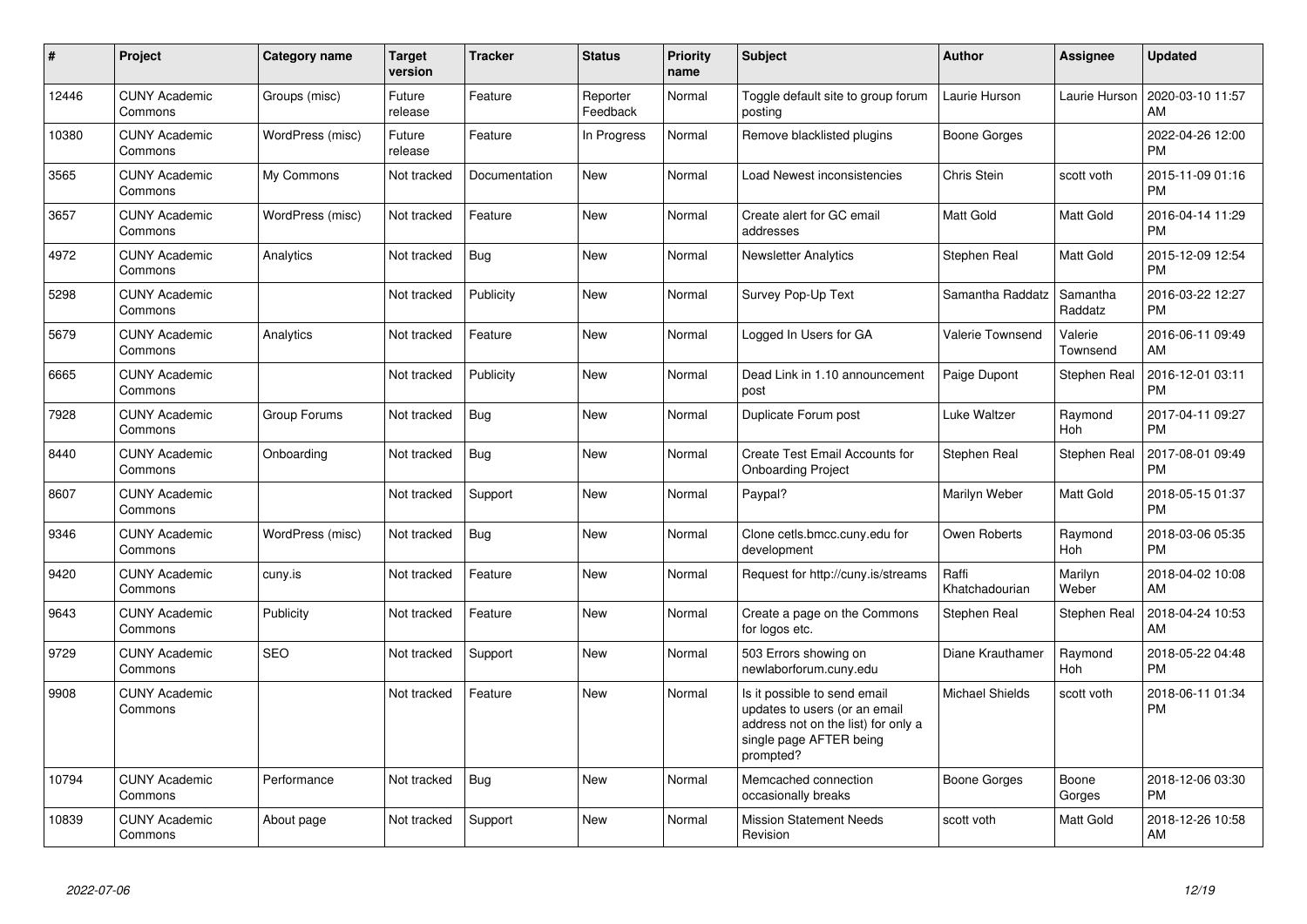| # | Project | Category name | Target version | Tracker | Status | Priority name | Subject | Author | Assignee | Updated |
|---|---|---|---|---|---|---|---|---|---|---|
| 12446 | CUNY Academic Commons | Groups (misc) | Future release | Feature | Reporter Feedback | Normal | Toggle default site to group forum posting | Laurie Hurson | Laurie Hurson | 2020-03-10 11:57 AM |
| 10380 | CUNY Academic Commons | WordPress (misc) | Future release | Feature | In Progress | Normal | Remove blacklisted plugins | Boone Gorges | | 2022-04-26 12:00 PM |
| 3565 | CUNY Academic Commons | My Commons | Not tracked | Documentation | New | Normal | Load Newest inconsistencies | Chris Stein | scott voth | 2015-11-09 01:16 PM |
| 3657 | CUNY Academic Commons | WordPress (misc) | Not tracked | Feature | New | Normal | Create alert for GC email addresses | Matt Gold | Matt Gold | 2016-04-14 11:29 PM |
| 4972 | CUNY Academic Commons | Analytics | Not tracked | Bug | New | Normal | Newsletter Analytics | Stephen Real | Matt Gold | 2015-12-09 12:54 PM |
| 5298 | CUNY Academic Commons | | Not tracked | Publicity | New | Normal | Survey Pop-Up Text | Samantha Raddatz | Samantha Raddatz | 2016-03-22 12:27 PM |
| 5679 | CUNY Academic Commons | Analytics | Not tracked | Feature | New | Normal | Logged In Users for GA | Valerie Townsend | Valerie Townsend | 2016-06-11 09:49 AM |
| 6665 | CUNY Academic Commons | | Not tracked | Publicity | New | Normal | Dead Link in 1.10 announcement post | Paige Dupont | Stephen Real | 2016-12-01 03:11 PM |
| 7928 | CUNY Academic Commons | Group Forums | Not tracked | Bug | New | Normal | Duplicate Forum post | Luke Waltzer | Raymond Hoh | 2017-04-11 09:27 PM |
| 8440 | CUNY Academic Commons | Onboarding | Not tracked | Bug | New | Normal | Create Test Email Accounts for Onboarding Project | Stephen Real | Stephen Real | 2017-08-01 09:49 PM |
| 8607 | CUNY Academic Commons | | Not tracked | Support | New | Normal | Paypal? | Marilyn Weber | Matt Gold | 2018-05-15 01:37 PM |
| 9346 | CUNY Academic Commons | WordPress (misc) | Not tracked | Bug | New | Normal | Clone cetls.bmcc.cuny.edu for development | Owen Roberts | Raymond Hoh | 2018-03-06 05:35 PM |
| 9420 | CUNY Academic Commons | cuny.is | Not tracked | Feature | New | Normal | Request for http://cuny.is/streams | Raffi Khatchadourian | Marilyn Weber | 2018-04-02 10:08 AM |
| 9643 | CUNY Academic Commons | Publicity | Not tracked | Feature | New | Normal | Create a page on the Commons for logos etc. | Stephen Real | Stephen Real | 2018-04-24 10:53 AM |
| 9729 | CUNY Academic Commons | SEO | Not tracked | Support | New | Normal | 503 Errors showing on newlaborforum.cuny.edu | Diane Krauthamer | Raymond Hoh | 2018-05-22 04:48 PM |
| 9908 | CUNY Academic Commons | | Not tracked | Feature | New | Normal | Is it possible to send email updates to users (or an email address not on the list) for only a single page AFTER being prompted? | Michael Shields | scott voth | 2018-06-11 01:34 PM |
| 10794 | CUNY Academic Commons | Performance | Not tracked | Bug | New | Normal | Memcached connection occasionally breaks | Boone Gorges | Boone Gorges | 2018-12-06 03:30 PM |
| 10839 | CUNY Academic Commons | About page | Not tracked | Support | New | Normal | Mission Statement Needs Revision | scott voth | Matt Gold | 2018-12-26 10:58 AM |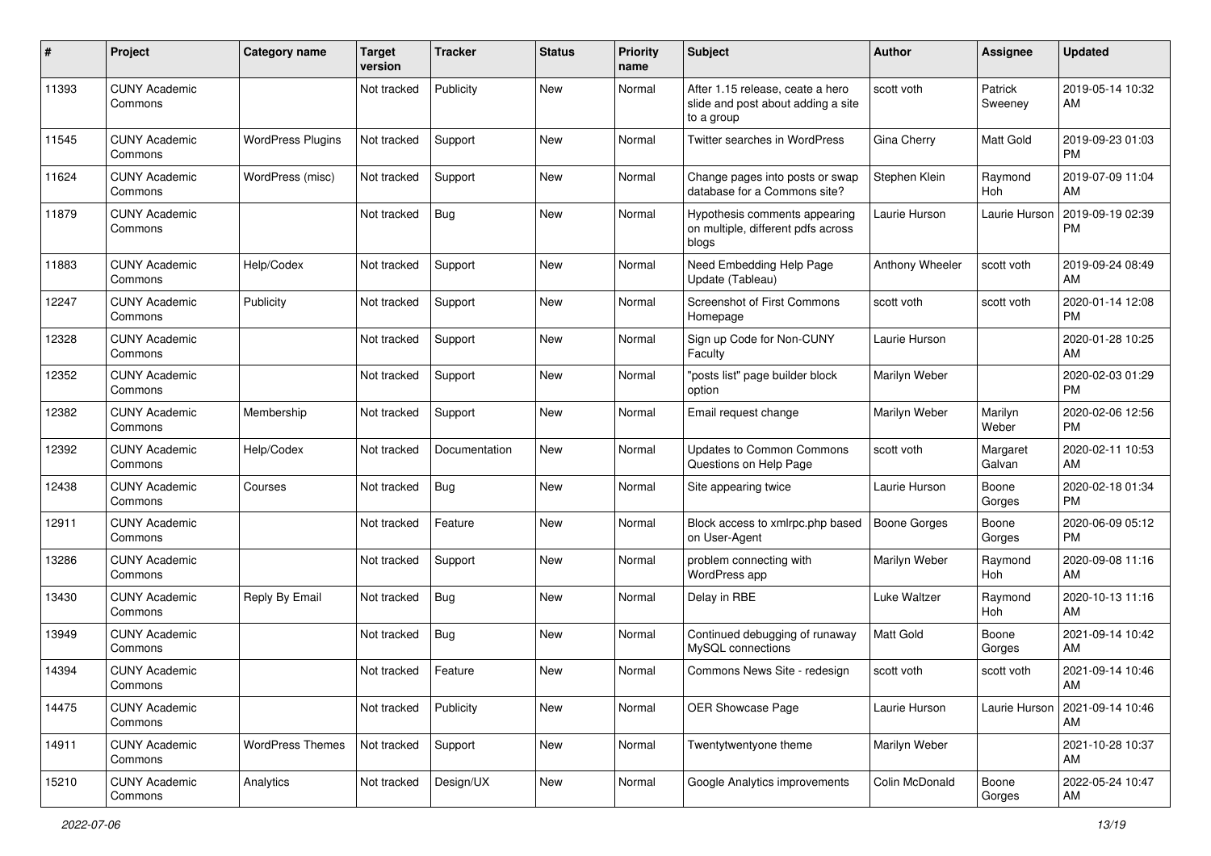| # | Project | Category name | Target version | Tracker | Status | Priority name | Subject | Author | Assignee | Updated |
|---|---|---|---|---|---|---|---|---|---|---|
| 11393 | CUNY Academic Commons | | Not tracked | Publicity | New | Normal | After 1.15 release, ceate a hero slide and post about adding a site to a group | scott voth | Patrick Sweeney | 2019-05-14 10:32 AM |
| 11545 | CUNY Academic Commons | WordPress Plugins | Not tracked | Support | New | Normal | Twitter searches in WordPress | Gina Cherry | Matt Gold | 2019-09-23 01:03 PM |
| 11624 | CUNY Academic Commons | WordPress (misc) | Not tracked | Support | New | Normal | Change pages into posts or swap database for a Commons site? | Stephen Klein | Raymond Hoh | 2019-07-09 11:04 AM |
| 11879 | CUNY Academic Commons | | Not tracked | Bug | New | Normal | Hypothesis comments appearing on multiple, different pdfs across blogs | Laurie Hurson | Laurie Hurson | 2019-09-19 02:39 PM |
| 11883 | CUNY Academic Commons | Help/Codex | Not tracked | Support | New | Normal | Need Embedding Help Page Update (Tableau) | Anthony Wheeler | scott voth | 2019-09-24 08:49 AM |
| 12247 | CUNY Academic Commons | Publicity | Not tracked | Support | New | Normal | Screenshot of First Commons Homepage | scott voth | scott voth | 2020-01-14 12:08 PM |
| 12328 | CUNY Academic Commons | | Not tracked | Support | New | Normal | Sign up Code for Non-CUNY Faculty | Laurie Hurson | | 2020-01-28 10:25 AM |
| 12352 | CUNY Academic Commons | | Not tracked | Support | New | Normal | "posts list" page builder block option | Marilyn Weber | | 2020-02-03 01:29 PM |
| 12382 | CUNY Academic Commons | Membership | Not tracked | Support | New | Normal | Email request change | Marilyn Weber | Marilyn Weber | 2020-02-06 12:56 PM |
| 12392 | CUNY Academic Commons | Help/Codex | Not tracked | Documentation | New | Normal | Updates to Common Commons Questions on Help Page | scott voth | Margaret Galvan | 2020-02-11 10:53 AM |
| 12438 | CUNY Academic Commons | Courses | Not tracked | Bug | New | Normal | Site appearing twice | Laurie Hurson | Boone Gorges | 2020-02-18 01:34 PM |
| 12911 | CUNY Academic Commons | | Not tracked | Feature | New | Normal | Block access to xmlrpc.php based on User-Agent | Boone Gorges | Boone Gorges | 2020-06-09 05:12 PM |
| 13286 | CUNY Academic Commons | | Not tracked | Support | New | Normal | problem connecting with WordPress app | Marilyn Weber | Raymond Hoh | 2020-09-08 11:16 AM |
| 13430 | CUNY Academic Commons | Reply By Email | Not tracked | Bug | New | Normal | Delay in RBE | Luke Waltzer | Raymond Hoh | 2020-10-13 11:16 AM |
| 13949 | CUNY Academic Commons | | Not tracked | Bug | New | Normal | Continued debugging of runaway MySQL connections | Matt Gold | Boone Gorges | 2021-09-14 10:42 AM |
| 14394 | CUNY Academic Commons | | Not tracked | Feature | New | Normal | Commons News Site - redesign | scott voth | scott voth | 2021-09-14 10:46 AM |
| 14475 | CUNY Academic Commons | | Not tracked | Publicity | New | Normal | OER Showcase Page | Laurie Hurson | Laurie Hurson | 2021-09-14 10:46 AM |
| 14911 | CUNY Academic Commons | WordPress Themes | Not tracked | Support | New | Normal | Twentytwentyone theme | Marilyn Weber | | 2021-10-28 10:37 AM |
| 15210 | CUNY Academic Commons | Analytics | Not tracked | Design/UX | New | Normal | Google Analytics improvements | Colin McDonald | Boone Gorges | 2022-05-24 10:47 AM |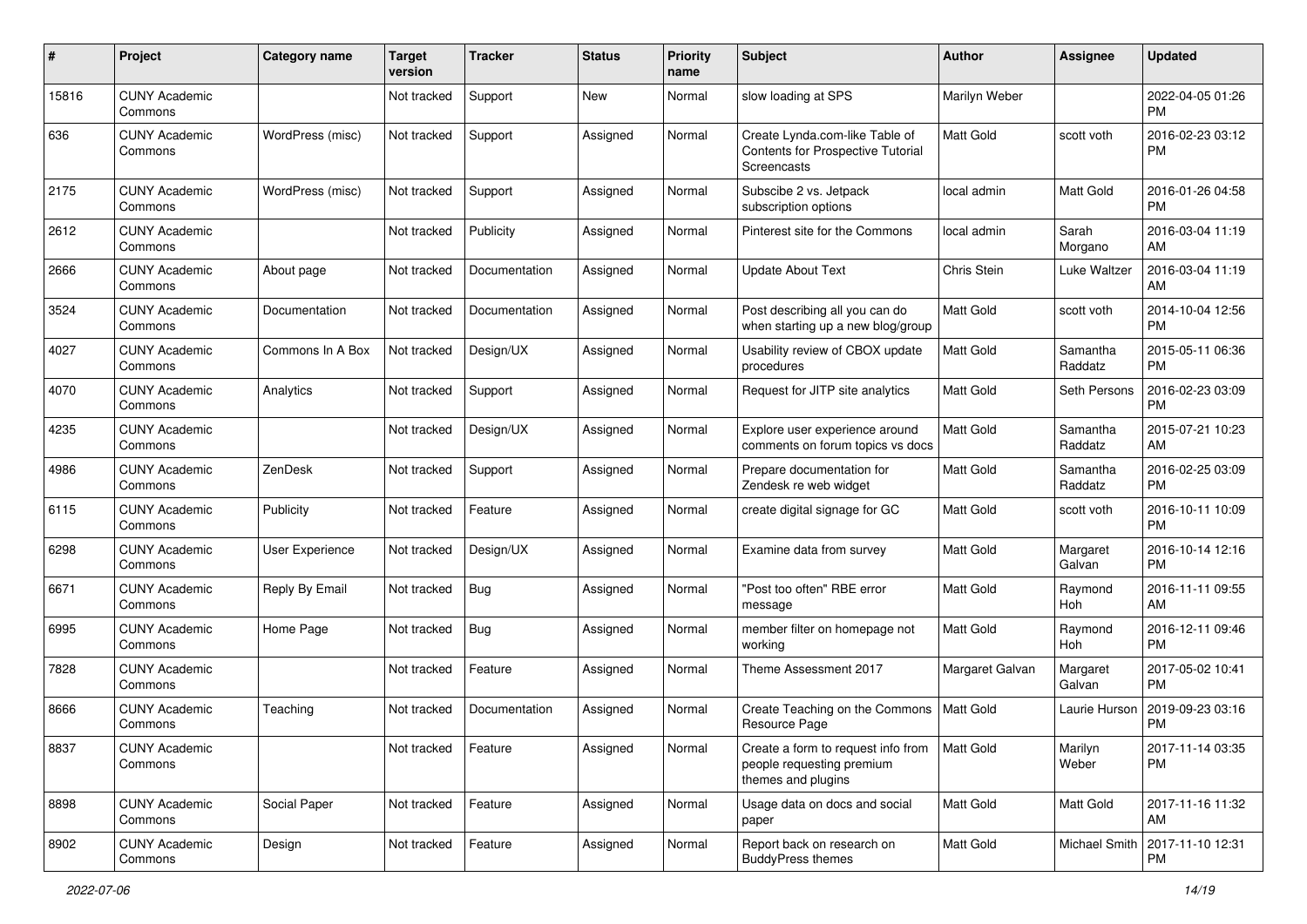| # | Project | Category name | Target version | Tracker | Status | Priority name | Subject | Author | Assignee | Updated |
|---|---|---|---|---|---|---|---|---|---|---|
| 15816 | CUNY Academic Commons | | Not tracked | Support | New | Normal | slow loading at SPS | Marilyn Weber | | 2022-04-05 01:26 PM |
| 636 | CUNY Academic Commons | WordPress (misc) | Not tracked | Support | Assigned | Normal | Create Lynda.com-like Table of Contents for Prospective Tutorial Screencasts | Matt Gold | scott voth | 2016-02-23 03:12 PM |
| 2175 | CUNY Academic Commons | WordPress (misc) | Not tracked | Support | Assigned | Normal | Subscibe 2 vs. Jetpack subscription options | local admin | Matt Gold | 2016-01-26 04:58 PM |
| 2612 | CUNY Academic Commons | | Not tracked | Publicity | Assigned | Normal | Pinterest site for the Commons | local admin | Sarah Morgano | 2016-03-04 11:19 AM |
| 2666 | CUNY Academic Commons | About page | Not tracked | Documentation | Assigned | Normal | Update About Text | Chris Stein | Luke Waltzer | 2016-03-04 11:19 AM |
| 3524 | CUNY Academic Commons | Documentation | Not tracked | Documentation | Assigned | Normal | Post describing all you can do when starting up a new blog/group | Matt Gold | scott voth | 2014-10-04 12:56 PM |
| 4027 | CUNY Academic Commons | Commons In A Box | Not tracked | Design/UX | Assigned | Normal | Usability review of CBOX update procedures | Matt Gold | Samantha Raddatz | 2015-05-11 06:36 PM |
| 4070 | CUNY Academic Commons | Analytics | Not tracked | Support | Assigned | Normal | Request for JITP site analytics | Matt Gold | Seth Persons | 2016-02-23 03:09 PM |
| 4235 | CUNY Academic Commons | | Not tracked | Design/UX | Assigned | Normal | Explore user experience around comments on forum topics vs docs | Matt Gold | Samantha Raddatz | 2015-07-21 10:23 AM |
| 4986 | CUNY Academic Commons | ZenDesk | Not tracked | Support | Assigned | Normal | Prepare documentation for Zendesk re web widget | Matt Gold | Samantha Raddatz | 2016-02-25 03:09 PM |
| 6115 | CUNY Academic Commons | Publicity | Not tracked | Feature | Assigned | Normal | create digital signage for GC | Matt Gold | scott voth | 2016-10-11 10:09 PM |
| 6298 | CUNY Academic Commons | User Experience | Not tracked | Design/UX | Assigned | Normal | Examine data from survey | Matt Gold | Margaret Galvan | 2016-10-14 12:16 PM |
| 6671 | CUNY Academic Commons | Reply By Email | Not tracked | Bug | Assigned | Normal | "Post too often" RBE error message | Matt Gold | Raymond Hoh | 2016-11-11 09:55 AM |
| 6995 | CUNY Academic Commons | Home Page | Not tracked | Bug | Assigned | Normal | member filter on homepage not working | Matt Gold | Raymond Hoh | 2016-12-11 09:46 PM |
| 7828 | CUNY Academic Commons | | Not tracked | Feature | Assigned | Normal | Theme Assessment 2017 | Margaret Galvan | Margaret Galvan | 2017-05-02 10:41 PM |
| 8666 | CUNY Academic Commons | Teaching | Not tracked | Documentation | Assigned | Normal | Create Teaching on the Commons Resource Page | Matt Gold | Laurie Hurson | 2019-09-23 03:16 PM |
| 8837 | CUNY Academic Commons | | Not tracked | Feature | Assigned | Normal | Create a form to request info from people requesting premium themes and plugins | Matt Gold | Marilyn Weber | 2017-11-14 03:35 PM |
| 8898 | CUNY Academic Commons | Social Paper | Not tracked | Feature | Assigned | Normal | Usage data on docs and social paper | Matt Gold | Matt Gold | 2017-11-16 11:32 AM |
| 8902 | CUNY Academic Commons | Design | Not tracked | Feature | Assigned | Normal | Report back on research on BuddyPress themes | Matt Gold | Michael Smith | 2017-11-10 12:31 PM |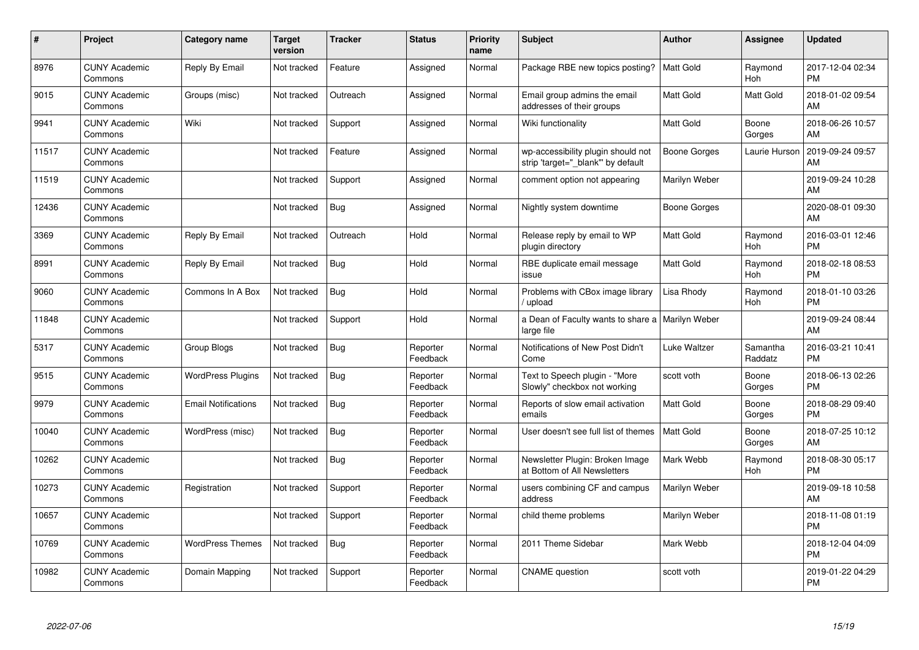| # | Project | Category name | Target version | Tracker | Status | Priority name | Subject | Author | Assignee | Updated |
|---|---|---|---|---|---|---|---|---|---|---|
| 8976 | CUNY Academic Commons | Reply By Email | Not tracked | Feature | Assigned | Normal | Package RBE new topics posting? | Matt Gold | Raymond Hoh | 2017-12-04 02:34 PM |
| 9015 | CUNY Academic Commons | Groups (misc) | Not tracked | Outreach | Assigned | Normal | Email group admins the email addresses of their groups | Matt Gold | Matt Gold | 2018-01-02 09:54 AM |
| 9941 | CUNY Academic Commons | Wiki | Not tracked | Support | Assigned | Normal | Wiki functionality | Matt Gold | Boone Gorges | 2018-06-26 10:57 AM |
| 11517 | CUNY Academic Commons | | Not tracked | Feature | Assigned | Normal | wp-accessibility plugin should not strip 'target="_blank"' by default | Boone Gorges | Laurie Hurson | 2019-09-24 09:57 AM |
| 11519 | CUNY Academic Commons | | Not tracked | Support | Assigned | Normal | comment option not appearing | Marilyn Weber | | 2019-09-24 10:28 AM |
| 12436 | CUNY Academic Commons | | Not tracked | Bug | Assigned | Normal | Nightly system downtime | Boone Gorges | | 2020-08-01 09:30 AM |
| 3369 | CUNY Academic Commons | Reply By Email | Not tracked | Outreach | Hold | Normal | Release reply by email to WP plugin directory | Matt Gold | Raymond Hoh | 2016-03-01 12:46 PM |
| 8991 | CUNY Academic Commons | Reply By Email | Not tracked | Bug | Hold | Normal | RBE duplicate email message issue | Matt Gold | Raymond Hoh | 2018-02-18 08:53 PM |
| 9060 | CUNY Academic Commons | Commons In A Box | Not tracked | Bug | Hold | Normal | Problems with CBox image library / upload | Lisa Rhody | Raymond Hoh | 2018-01-10 03:26 PM |
| 11848 | CUNY Academic Commons | | Not tracked | Support | Hold | Normal | a Dean of Faculty wants to share a large file | Marilyn Weber | | 2019-09-24 08:44 AM |
| 5317 | CUNY Academic Commons | Group Blogs | Not tracked | Bug | Reporter Feedback | Normal | Notifications of New Post Didn't Come | Luke Waltzer | Samantha Raddatz | 2016-03-21 10:41 PM |
| 9515 | CUNY Academic Commons | WordPress Plugins | Not tracked | Bug | Reporter Feedback | Normal | Text to Speech plugin - "More Slowly" checkbox not working | scott voth | Boone Gorges | 2018-06-13 02:26 PM |
| 9979 | CUNY Academic Commons | Email Notifications | Not tracked | Bug | Reporter Feedback | Normal | Reports of slow email activation emails | Matt Gold | Boone Gorges | 2018-08-29 09:40 PM |
| 10040 | CUNY Academic Commons | WordPress (misc) | Not tracked | Bug | Reporter Feedback | Normal | User doesn't see full list of themes | Matt Gold | Boone Gorges | 2018-07-25 10:12 AM |
| 10262 | CUNY Academic Commons | | Not tracked | Bug | Reporter Feedback | Normal | Newsletter Plugin: Broken Image at Bottom of All Newsletters | Mark Webb | Raymond Hoh | 2018-08-30 05:17 PM |
| 10273 | CUNY Academic Commons | Registration | Not tracked | Support | Reporter Feedback | Normal | users combining CF and campus address | Marilyn Weber | | 2019-09-18 10:58 AM |
| 10657 | CUNY Academic Commons | | Not tracked | Support | Reporter Feedback | Normal | child theme problems | Marilyn Weber | | 2018-11-08 01:19 PM |
| 10769 | CUNY Academic Commons | WordPress Themes | Not tracked | Bug | Reporter Feedback | Normal | 2011 Theme Sidebar | Mark Webb | | 2018-12-04 04:09 PM |
| 10982 | CUNY Academic Commons | Domain Mapping | Not tracked | Support | Reporter Feedback | Normal | CNAME question | scott voth | | 2019-01-22 04:29 PM |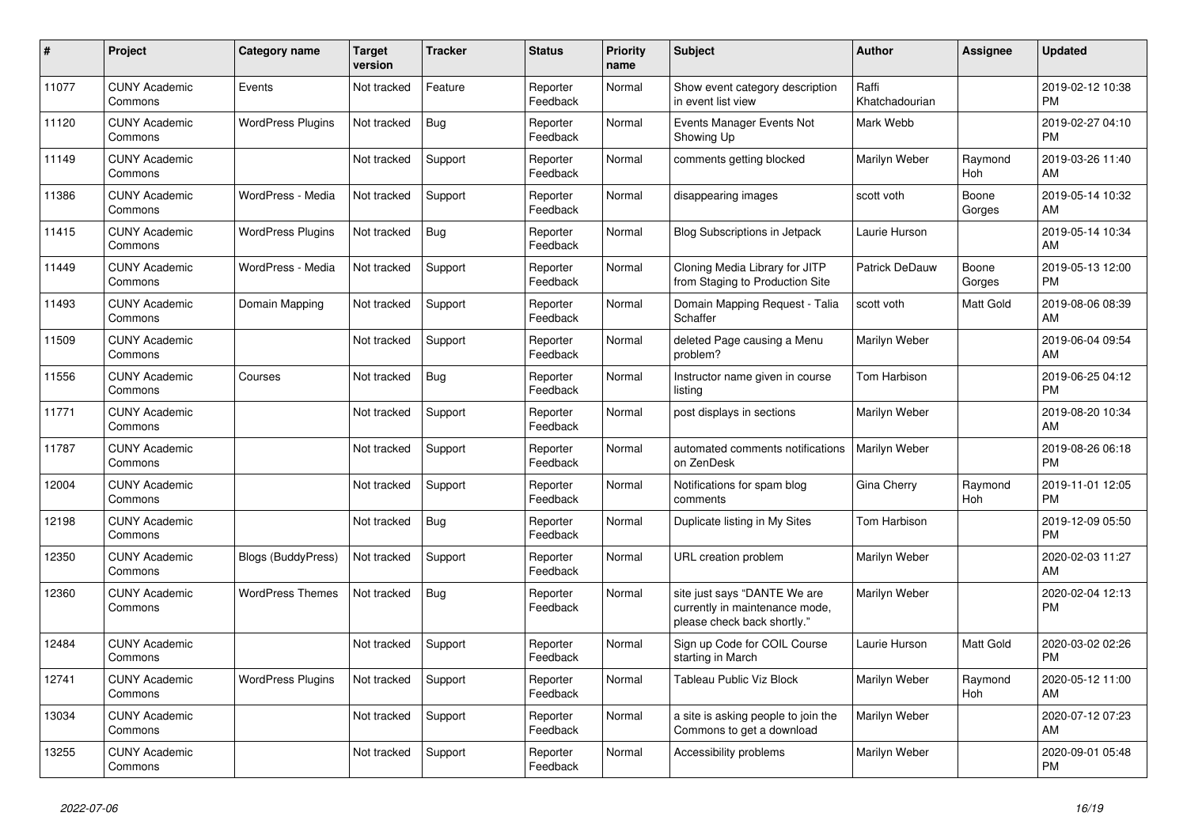| # | Project | Category name | Target version | Tracker | Status | Priority name | Subject | Author | Assignee | Updated |
|---|---|---|---|---|---|---|---|---|---|---|
| 11077 | CUNY Academic Commons | Events | Not tracked | Feature | Reporter Feedback | Normal | Show event category description in event list view | Raffi Khatchadourian | | 2019-02-12 10:38 PM |
| 11120 | CUNY Academic Commons | WordPress Plugins | Not tracked | Bug | Reporter Feedback | Normal | Events Manager Events Not Showing Up | Mark Webb | | 2019-02-27 04:10 PM |
| 11149 | CUNY Academic Commons | | Not tracked | Support | Reporter Feedback | Normal | comments getting blocked | Marilyn Weber | Raymond Hoh | 2019-03-26 11:40 AM |
| 11386 | CUNY Academic Commons | WordPress - Media | Not tracked | Support | Reporter Feedback | Normal | disappearing images | scott voth | Boone Gorges | 2019-05-14 10:32 AM |
| 11415 | CUNY Academic Commons | WordPress Plugins | Not tracked | Bug | Reporter Feedback | Normal | Blog Subscriptions in Jetpack | Laurie Hurson | | 2019-05-14 10:34 AM |
| 11449 | CUNY Academic Commons | WordPress - Media | Not tracked | Support | Reporter Feedback | Normal | Cloning Media Library for JITP from Staging to Production Site | Patrick DeDauw | Boone Gorges | 2019-05-13 12:00 PM |
| 11493 | CUNY Academic Commons | Domain Mapping | Not tracked | Support | Reporter Feedback | Normal | Domain Mapping Request - Talia Schaffer | scott voth | Matt Gold | 2019-08-06 08:39 AM |
| 11509 | CUNY Academic Commons | | Not tracked | Support | Reporter Feedback | Normal | deleted Page causing a Menu problem? | Marilyn Weber | | 2019-06-04 09:54 AM |
| 11556 | CUNY Academic Commons | Courses | Not tracked | Bug | Reporter Feedback | Normal | Instructor name given in course listing | Tom Harbison | | 2019-06-25 04:12 PM |
| 11771 | CUNY Academic Commons | | Not tracked | Support | Reporter Feedback | Normal | post displays in sections | Marilyn Weber | | 2019-08-20 10:34 AM |
| 11787 | CUNY Academic Commons | | Not tracked | Support | Reporter Feedback | Normal | automated comments notifications on ZenDesk | Marilyn Weber | | 2019-08-26 06:18 PM |
| 12004 | CUNY Academic Commons | | Not tracked | Support | Reporter Feedback | Normal | Notifications for spam blog comments | Gina Cherry | Raymond Hoh | 2019-11-01 12:05 PM |
| 12198 | CUNY Academic Commons | | Not tracked | Bug | Reporter Feedback | Normal | Duplicate listing in My Sites | Tom Harbison | | 2019-12-09 05:50 PM |
| 12350 | CUNY Academic Commons | Blogs (BuddyPress) | Not tracked | Support | Reporter Feedback | Normal | URL creation problem | Marilyn Weber | | 2020-02-03 11:27 AM |
| 12360 | CUNY Academic Commons | WordPress Themes | Not tracked | Bug | Reporter Feedback | Normal | site just says "DANTE We are currently in maintenance mode, please check back shortly." | Marilyn Weber | | 2020-02-04 12:13 PM |
| 12484 | CUNY Academic Commons | | Not tracked | Support | Reporter Feedback | Normal | Sign up Code for COIL Course starting in March | Laurie Hurson | Matt Gold | 2020-03-02 02:26 PM |
| 12741 | CUNY Academic Commons | WordPress Plugins | Not tracked | Support | Reporter Feedback | Normal | Tableau Public Viz Block | Marilyn Weber | Raymond Hoh | 2020-05-12 11:00 AM |
| 13034 | CUNY Academic Commons | | Not tracked | Support | Reporter Feedback | Normal | a site is asking people to join the Commons to get a download | Marilyn Weber | | 2020-07-12 07:23 AM |
| 13255 | CUNY Academic Commons | | Not tracked | Support | Reporter Feedback | Normal | Accessibility problems | Marilyn Weber | | 2020-09-01 05:48 PM |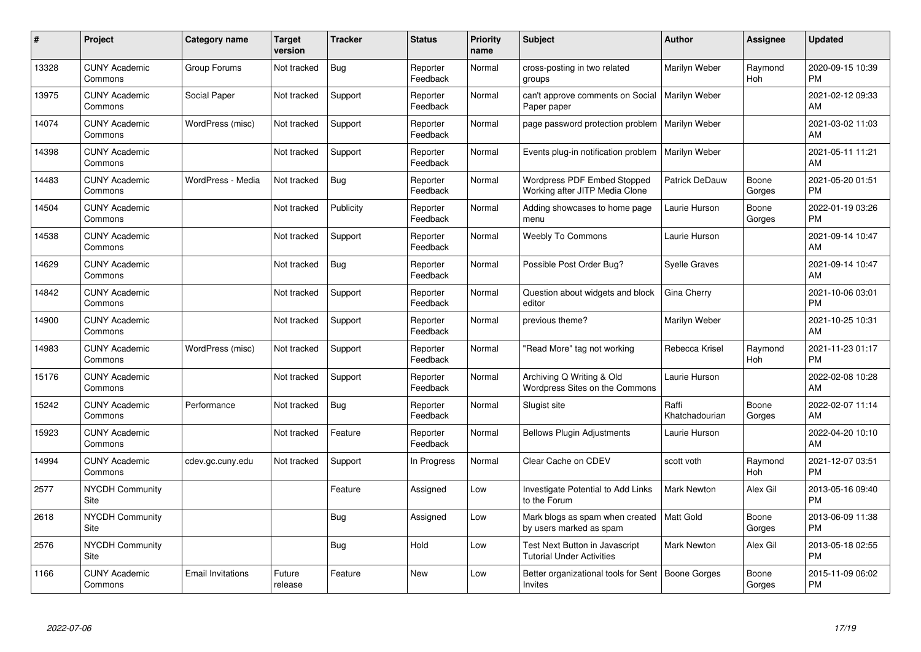| # | Project | Category name | Target version | Tracker | Status | Priority name | Subject | Author | Assignee | Updated |
|---|---|---|---|---|---|---|---|---|---|---|
| 13328 | CUNY Academic Commons | Group Forums | Not tracked | Bug | Reporter Feedback | Normal | cross-posting in two related groups | Marilyn Weber | Raymond Hoh | 2020-09-15 10:39 PM |
| 13975 | CUNY Academic Commons | Social Paper | Not tracked | Support | Reporter Feedback | Normal | can't approve comments on Social Paper paper | Marilyn Weber | | 2021-02-12 09:33 AM |
| 14074 | CUNY Academic Commons | WordPress (misc) | Not tracked | Support | Reporter Feedback | Normal | page password protection problem | Marilyn Weber | | 2021-03-02 11:03 AM |
| 14398 | CUNY Academic Commons | | Not tracked | Support | Reporter Feedback | Normal | Events plug-in notification problem | Marilyn Weber | | 2021-05-11 11:21 AM |
| 14483 | CUNY Academic Commons | WordPress - Media | Not tracked | Bug | Reporter Feedback | Normal | Wordpress PDF Embed Stopped Working after JITP Media Clone | Patrick DeDauw | Boone Gorges | 2021-05-20 01:51 PM |
| 14504 | CUNY Academic Commons | | Not tracked | Publicity | Reporter Feedback | Normal | Adding showcases to home page menu | Laurie Hurson | Boone Gorges | 2022-01-19 03:26 PM |
| 14538 | CUNY Academic Commons | | Not tracked | Support | Reporter Feedback | Normal | Weebly To Commons | Laurie Hurson | | 2021-09-14 10:47 AM |
| 14629 | CUNY Academic Commons | | Not tracked | Bug | Reporter Feedback | Normal | Possible Post Order Bug? | Syelle Graves | | 2021-09-14 10:47 AM |
| 14842 | CUNY Academic Commons | | Not tracked | Support | Reporter Feedback | Normal | Question about widgets and block editor | Gina Cherry | | 2021-10-06 03:01 PM |
| 14900 | CUNY Academic Commons | | Not tracked | Support | Reporter Feedback | Normal | previous theme? | Marilyn Weber | | 2021-10-25 10:31 AM |
| 14983 | CUNY Academic Commons | WordPress (misc) | Not tracked | Support | Reporter Feedback | Normal | "Read More" tag not working | Rebecca Krisel | Raymond Hoh | 2021-11-23 01:17 PM |
| 15176 | CUNY Academic Commons | | Not tracked | Support | Reporter Feedback | Normal | Archiving Q Writing & Old Wordpress Sites on the Commons | Laurie Hurson | | 2022-02-08 10:28 AM |
| 15242 | CUNY Academic Commons | Performance | Not tracked | Bug | Reporter Feedback | Normal | Slugist site | Raffi Khatchadourian | Boone Gorges | 2022-02-07 11:14 AM |
| 15923 | CUNY Academic Commons | | Not tracked | Feature | Reporter Feedback | Normal | Bellows Plugin Adjustments | Laurie Hurson | | 2022-04-20 10:10 AM |
| 14994 | CUNY Academic Commons | cdev.gc.cuny.edu | Not tracked | Support | In Progress | Normal | Clear Cache on CDEV | scott voth | Raymond Hoh | 2021-12-07 03:51 PM |
| 2577 | NYCDH Community Site | | | Feature | Assigned | Low | Investigate Potential to Add Links to the Forum | Mark Newton | Alex Gil | 2013-05-16 09:40 PM |
| 2618 | NYCDH Community Site | | | Bug | Assigned | Low | Mark blogs as spam when created by users marked as spam | Matt Gold | Boone Gorges | 2013-06-09 11:38 PM |
| 2576 | NYCDH Community Site | | | Bug | Hold | Low | Test Next Button in Javascript Tutorial Under Activities | Mark Newton | Alex Gil | 2013-05-18 02:55 PM |
| 1166 | CUNY Academic Commons | Email Invitations | Future release | Feature | New | Low | Better organizational tools for Sent Invites | Boone Gorges | Boone Gorges | 2015-11-09 06:02 PM |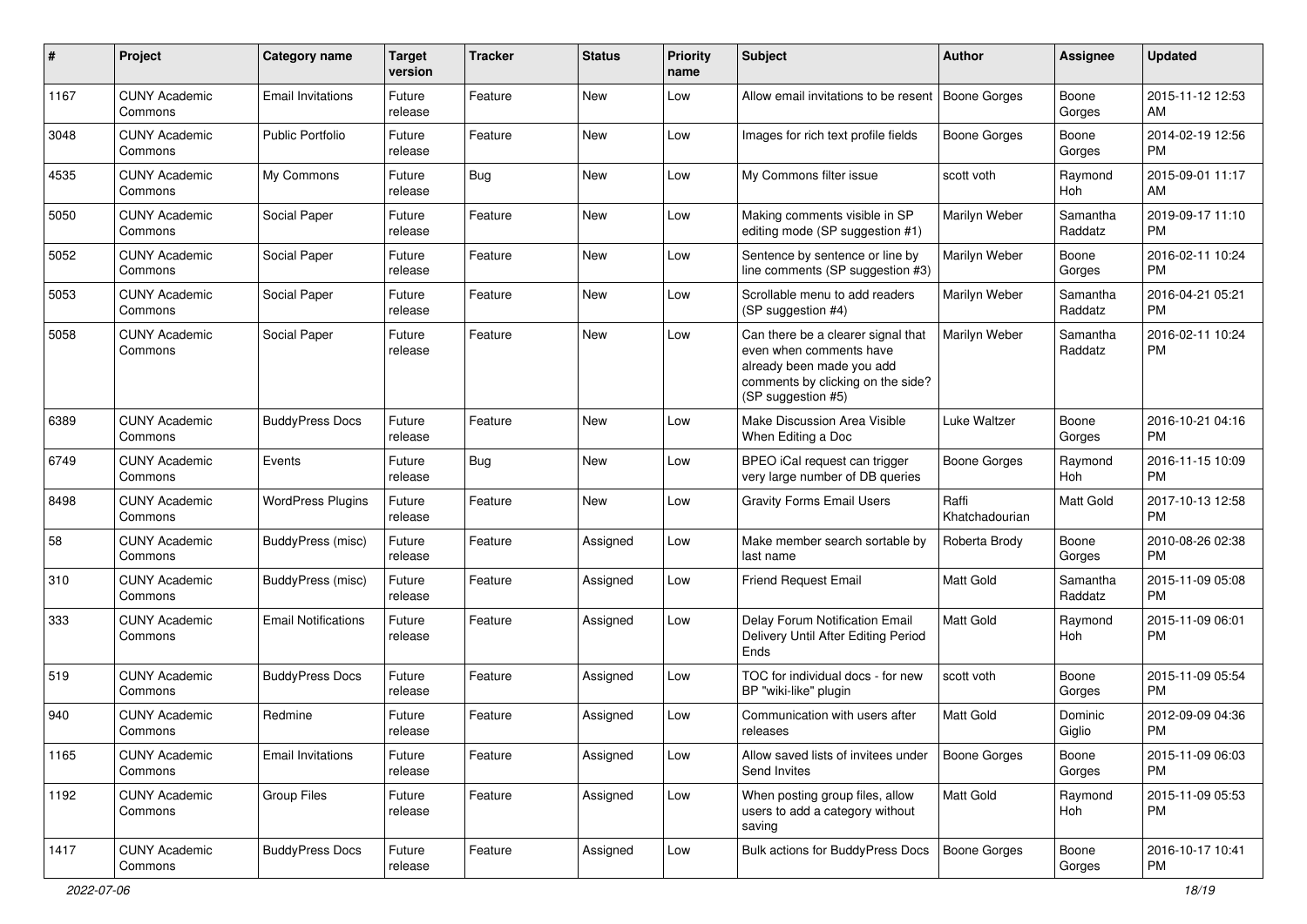| # | Project | Category name | Target version | Tracker | Status | Priority name | Subject | Author | Assignee | Updated |
|---|---|---|---|---|---|---|---|---|---|---|
| 1167 | CUNY Academic Commons | Email Invitations | Future release | Feature | New | Low | Allow email invitations to be resent | Boone Gorges | Boone Gorges | 2015-11-12 12:53 AM |
| 3048 | CUNY Academic Commons | Public Portfolio | Future release | Feature | New | Low | Images for rich text profile fields | Boone Gorges | Boone Gorges | 2014-02-19 12:56 PM |
| 4535 | CUNY Academic Commons | My Commons | Future release | Bug | New | Low | My Commons filter issue | scott voth | Raymond Hoh | 2015-09-01 11:17 AM |
| 5050 | CUNY Academic Commons | Social Paper | Future release | Feature | New | Low | Making comments visible in SP editing mode (SP suggestion #1) | Marilyn Weber | Samantha Raddatz | 2019-09-17 11:10 PM |
| 5052 | CUNY Academic Commons | Social Paper | Future release | Feature | New | Low | Sentence by sentence or line by line comments (SP suggestion #3) | Marilyn Weber | Boone Gorges | 2016-02-11 10:24 PM |
| 5053 | CUNY Academic Commons | Social Paper | Future release | Feature | New | Low | Scrollable menu to add readers (SP suggestion #4) | Marilyn Weber | Samantha Raddatz | 2016-04-21 05:21 PM |
| 5058 | CUNY Academic Commons | Social Paper | Future release | Feature | New | Low | Can there be a clearer signal that even when comments have already been made you add comments by clicking on the side? (SP suggestion #5) | Marilyn Weber | Samantha Raddatz | 2016-02-11 10:24 PM |
| 6389 | CUNY Academic Commons | BuddyPress Docs | Future release | Feature | New | Low | Make Discussion Area Visible When Editing a Doc | Luke Waltzer | Boone Gorges | 2016-10-21 04:16 PM |
| 6749 | CUNY Academic Commons | Events | Future release | Bug | New | Low | BPEO iCal request can trigger very large number of DB queries | Boone Gorges | Raymond Hoh | 2016-11-15 10:09 PM |
| 8498 | CUNY Academic Commons | WordPress Plugins | Future release | Feature | New | Low | Gravity Forms Email Users | Raffi Khatchadourian | Matt Gold | 2017-10-13 12:58 PM |
| 58 | CUNY Academic Commons | BuddyPress (misc) | Future release | Feature | Assigned | Low | Make member search sortable by last name | Roberta Brody | Boone Gorges | 2010-08-26 02:38 PM |
| 310 | CUNY Academic Commons | BuddyPress (misc) | Future release | Feature | Assigned | Low | Friend Request Email | Matt Gold | Samantha Raddatz | 2015-11-09 05:08 PM |
| 333 | CUNY Academic Commons | Email Notifications | Future release | Feature | Assigned | Low | Delay Forum Notification Email Delivery Until After Editing Period Ends | Matt Gold | Raymond Hoh | 2015-11-09 06:01 PM |
| 519 | CUNY Academic Commons | BuddyPress Docs | Future release | Feature | Assigned | Low | TOC for individual docs - for new BP "wiki-like" plugin | scott voth | Boone Gorges | 2015-11-09 05:54 PM |
| 940 | CUNY Academic Commons | Redmine | Future release | Feature | Assigned | Low | Communication with users after releases | Matt Gold | Dominic Giglio | 2012-09-09 04:36 PM |
| 1165 | CUNY Academic Commons | Email Invitations | Future release | Feature | Assigned | Low | Allow saved lists of invitees under Send Invites | Boone Gorges | Boone Gorges | 2015-11-09 06:03 PM |
| 1192 | CUNY Academic Commons | Group Files | Future release | Feature | Assigned | Low | When posting group files, allow users to add a category without saving | Matt Gold | Raymond Hoh | 2015-11-09 05:53 PM |
| 1417 | CUNY Academic Commons | BuddyPress Docs | Future release | Feature | Assigned | Low | Bulk actions for BuddyPress Docs | Boone Gorges | Boone Gorges | 2016-10-17 10:41 PM |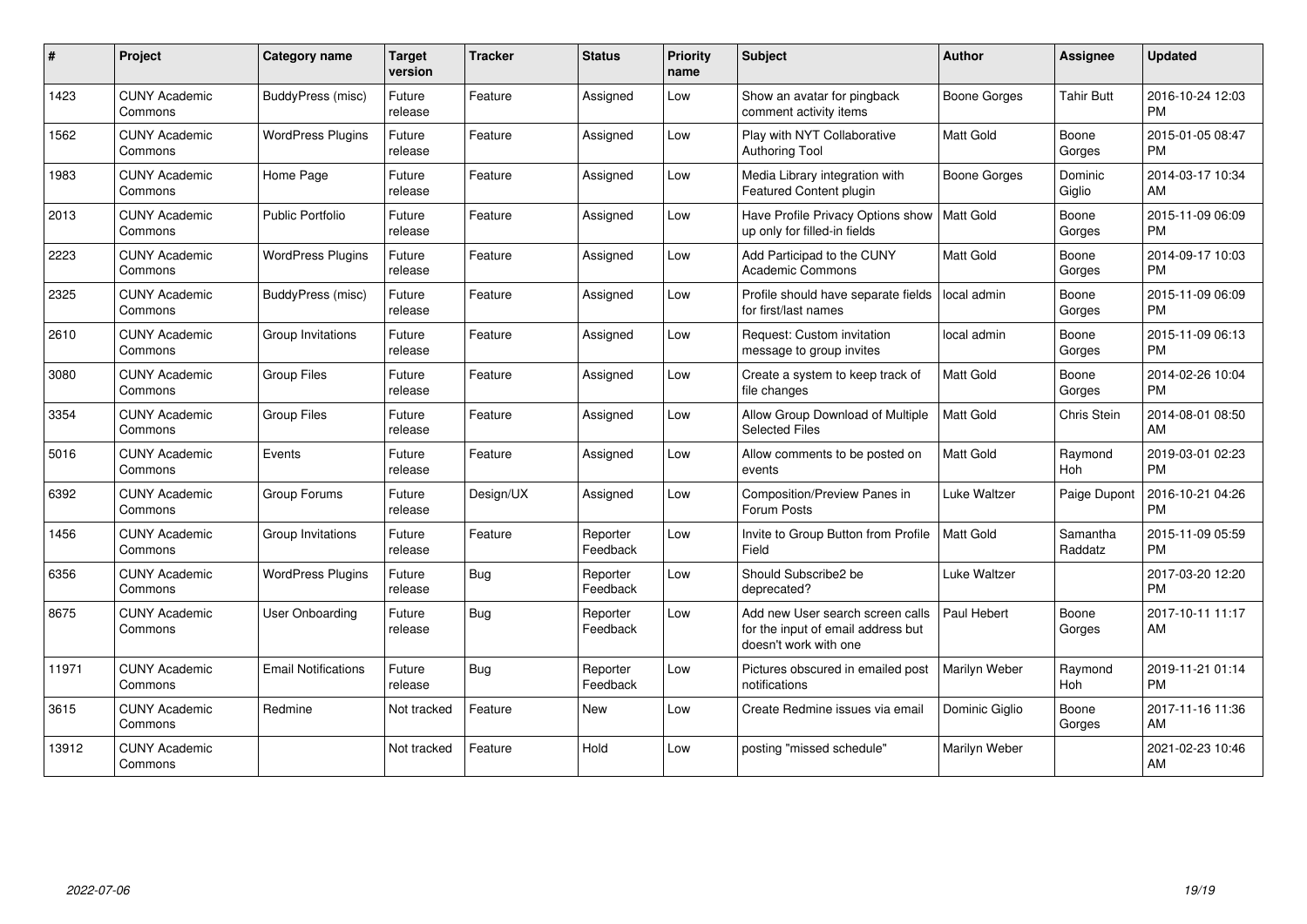| # | Project | Category name | Target version | Tracker | Status | Priority name | Subject | Author | Assignee | Updated |
|---|---|---|---|---|---|---|---|---|---|---|
| 1423 | CUNY Academic Commons | BuddyPress (misc) | Future release | Feature | Assigned | Low | Show an avatar for pingback comment activity items | Boone Gorges | Tahir Butt | 2016-10-24 12:03 PM |
| 1562 | CUNY Academic Commons | WordPress Plugins | Future release | Feature | Assigned | Low | Play with NYT Collaborative Authoring Tool | Matt Gold | Boone Gorges | 2015-01-05 08:47 PM |
| 1983 | CUNY Academic Commons | Home Page | Future release | Feature | Assigned | Low | Media Library integration with Featured Content plugin | Boone Gorges | Dominic Giglio | 2014-03-17 10:34 AM |
| 2013 | CUNY Academic Commons | Public Portfolio | Future release | Feature | Assigned | Low | Have Profile Privacy Options show up only for filled-in fields | Matt Gold | Boone Gorges | 2015-11-09 06:09 PM |
| 2223 | CUNY Academic Commons | WordPress Plugins | Future release | Feature | Assigned | Low | Add Participad to the CUNY Academic Commons | Matt Gold | Boone Gorges | 2014-09-17 10:03 PM |
| 2325 | CUNY Academic Commons | BuddyPress (misc) | Future release | Feature | Assigned | Low | Profile should have separate fields for first/last names | local admin | Boone Gorges | 2015-11-09 06:09 PM |
| 2610 | CUNY Academic Commons | Group Invitations | Future release | Feature | Assigned | Low | Request: Custom invitation message to group invites | local admin | Boone Gorges | 2015-11-09 06:13 PM |
| 3080 | CUNY Academic Commons | Group Files | Future release | Feature | Assigned | Low | Create a system to keep track of file changes | Matt Gold | Boone Gorges | 2014-02-26 10:04 PM |
| 3354 | CUNY Academic Commons | Group Files | Future release | Feature | Assigned | Low | Allow Group Download of Multiple Selected Files | Matt Gold | Chris Stein | 2014-08-01 08:50 AM |
| 5016 | CUNY Academic Commons | Events | Future release | Feature | Assigned | Low | Allow comments to be posted on events | Matt Gold | Raymond Hoh | 2019-03-01 02:23 PM |
| 6392 | CUNY Academic Commons | Group Forums | Future release | Design/UX | Assigned | Low | Composition/Preview Panes in Forum Posts | Luke Waltzer | Paige Dupont | 2016-10-21 04:26 PM |
| 1456 | CUNY Academic Commons | Group Invitations | Future release | Feature | Reporter Feedback | Low | Invite to Group Button from Profile Field | Matt Gold | Samantha Raddatz | 2015-11-09 05:59 PM |
| 6356 | CUNY Academic Commons | WordPress Plugins | Future release | Bug | Reporter Feedback | Low | Should Subscribe2 be deprecated? | Luke Waltzer | | 2017-03-20 12:20 PM |
| 8675 | CUNY Academic Commons | User Onboarding | Future release | Bug | Reporter Feedback | Low | Add new User search screen calls for the input of email address but doesn't work with one | Paul Hebert | Boone Gorges | 2017-10-11 11:17 AM |
| 11971 | CUNY Academic Commons | Email Notifications | Future release | Bug | Reporter Feedback | Low | Pictures obscured in emailed post notifications | Marilyn Weber | Raymond Hoh | 2019-11-21 01:14 PM |
| 3615 | CUNY Academic Commons | Redmine | Not tracked | Feature | New | Low | Create Redmine issues via email | Dominic Giglio | Boone Gorges | 2017-11-16 11:36 AM |
| 13912 | CUNY Academic Commons | | Not tracked | Feature | Hold | Low | posting "missed schedule" | Marilyn Weber | | 2021-02-23 10:46 AM |